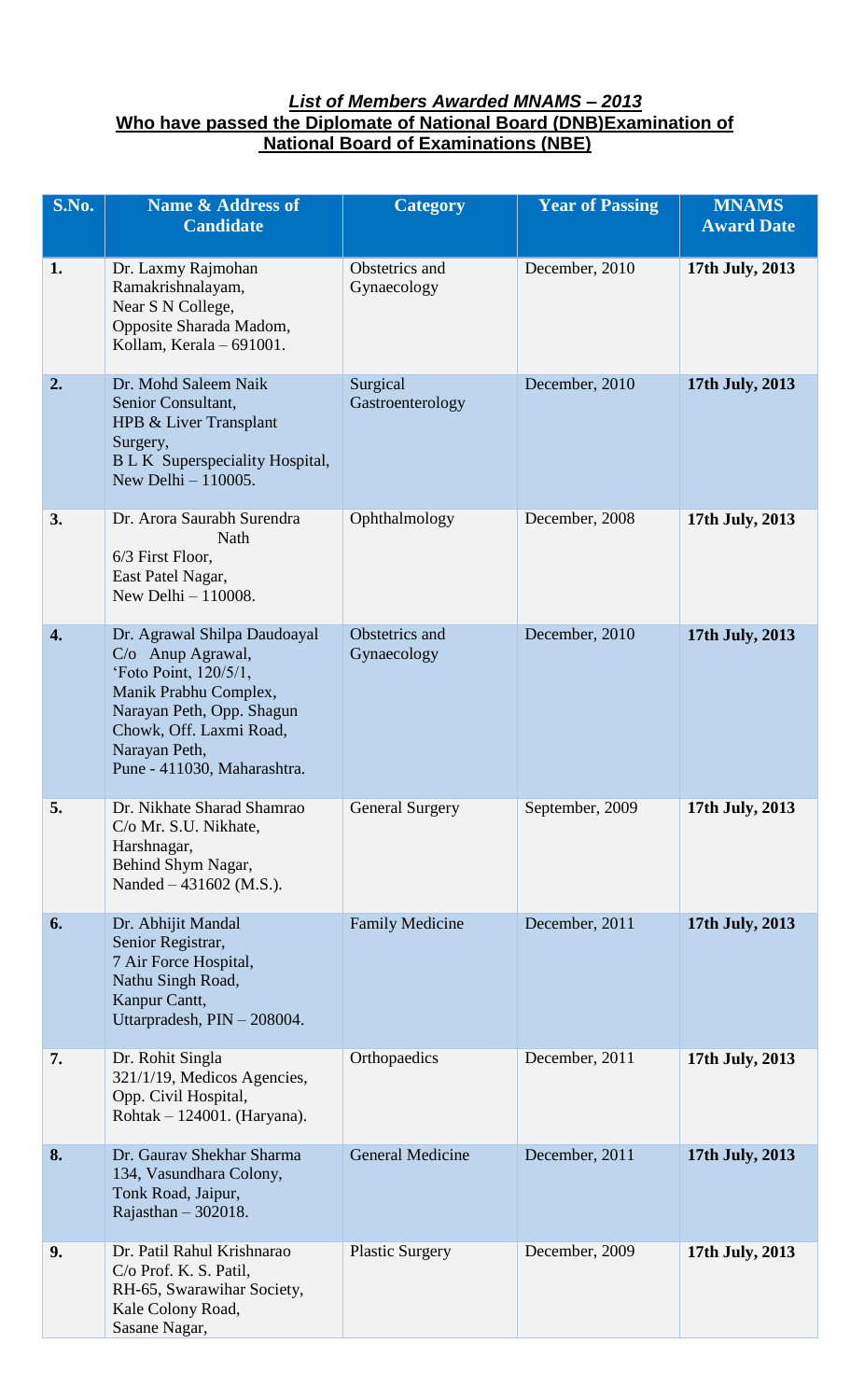***List of Members Awarded MNAMS – 2013***
**Who have passed the Diplomate of National Board (DNB)Examination of National Board of Examinations (NBE)**

| S.No. | Name & Address of Candidate | Category | Year of Passing | MNAMS Award Date |
|---|---|---|---|---|
| **1.** | Dr. Laxmy Rajmohan<br>Ramakrishnalayam,<br>Near S N College,<br>Opposite Sharada Madom,<br>Kollam, Kerala – 691001. | Obstetrics and Gynaecology | December, 2010 | **17th July, 2013** |
| **2.** | Dr. Mohd Saleem Naik<br>Senior Consultant,<br>HPB & Liver Transplant Surgery,<br>B L K Superspeciality Hospital,<br>New Delhi – 110005. | Surgical Gastroenterology | December, 2010 | **17th July, 2013** |
| **3.** | Dr. Arora Saurabh Surendra Nath<br>6/3 First Floor,<br>East Patel Nagar,<br>New Delhi – 110008. | Ophthalmology | December, 2008 | **17th July, 2013** |
| **4.** | Dr. Agrawal Shilpa Daudoayal<br>C/o Anup Agrawal,<br>'Foto Point, 120/5/1,<br>Manik Prabhu Complex,<br>Narayan Peth, Opp. Shagun Chowk, Off. Laxmi Road,<br>Narayan Peth,<br>Pune - 411030, Maharashtra. | Obstetrics and Gynaecology | December, 2010 | **17th July, 2013** |
| **5.** | Dr. Nikhate Sharad Shamrao<br>C/o Mr. S.U. Nikhate,<br>Harshnagar,<br>Behind Shym Nagar,<br>Nanded – 431602 (M.S.). | General Surgery | September, 2009 | **17th July, 2013** |
| **6.** | Dr. Abhijit Mandal<br>Senior Registrar,<br>7 Air Force Hospital,<br>Nathu Singh Road,<br>Kanpur Cantt,<br>Uttarpradesh, PIN – 208004. | Family Medicine | December, 2011 | **17th July, 2013** |
| **7.** | Dr. Rohit Singla<br>321/1/19, Medicos Agencies,<br>Opp. Civil Hospital,<br>Rohtak – 124001. (Haryana). | Orthopaedics | December, 2011 | **17th July, 2013** |
| **8.** | Dr. Gaurav Shekhar Sharma<br>134, Vasundhara Colony,<br>Tonk Road, Jaipur,<br>Rajasthan – 302018. | General Medicine | December, 2011 | **17th July, 2013** |
| **9.** | Dr. Patil Rahul Krishnarao<br>C/o Prof. K. S. Patil,<br>RH-65, Swarawihar Society,<br>Kale Colony Road,<br>Sasane Nagar, | Plastic Surgery | December, 2009 | **17th July, 2013** |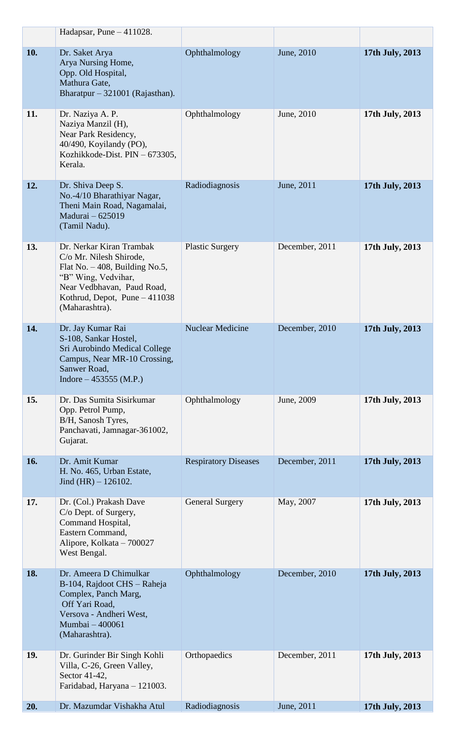|  |  |  |  |  |
|---|---|---|---|---|
|  | Hadapsar, Pune – 411028. |  |  |  |
| **10.** | Dr. Saket Arya<br>Arya Nursing Home,<br>Opp. Old Hospital,<br>Mathura Gate,<br>Bharatpur – 321001 (Rajasthan). | Ophthalmology | June, 2010 | **17th July, 2013** |
| **11.** | Dr. Naziya A. P.<br>Naziya Manzil (H),<br>Near Park Residency,<br>40/490, Koyilandy (PO),<br>Kozhikkode-Dist. PIN – 673305,<br>Kerala. | Ophthalmology | June, 2010 | **17th July, 2013** |
| **12.** | Dr. Shiva Deep S.<br>No.-4/10 Bharathiyar Nagar,<br>Theni Main Road, Nagamalai,<br>Madurai – 625019<br>(Tamil Nadu). | Radiodiagnosis | June, 2011 | **17th July, 2013** |
| **13.** | Dr. Nerkar Kiran Trambak<br>C/o Mr. Nilesh Shirode,<br>Flat No. – 408, Building No.5,<br>"B" Wing, Vedvihar,<br>Near Vedbhavan, Paud Road,<br>Kothrud, Depot, Pune – 411038<br>(Maharashtra). | Plastic Surgery | December, 2011 | **17th July, 2013** |
| **14.** | Dr. Jay Kumar Rai<br>S-108, Sankar Hostel,<br>Sri Aurobindo Medical College<br>Campus, Near MR-10 Crossing,<br>Sanwer Road,<br>Indore – 453555 (M.P.) | Nuclear Medicine | December, 2010 | **17th July, 2013** |
| **15.** | Dr. Das Sumita Sisirkumar<br>Opp. Petrol Pump,<br>B/H, Sanosh Tyres,<br>Panchavati, Jamnagar-361002,<br>Gujarat. | Ophthalmology | June, 2009 | **17th July, 2013** |
| **16.** | Dr. Amit Kumar<br>H. No. 465, Urban Estate,<br>Jind (HR) – 126102. | Respiratory Diseases | December, 2011 | **17th July, 2013** |
| **17.** | Dr. (Col.) Prakash Dave<br>C/o Dept. of Surgery,<br>Command Hospital,<br>Eastern Command,<br>Alipore, Kolkata – 700027<br>West Bengal. | General Surgery | May, 2007 | **17th July, 2013** |
| **18.** | Dr. Ameera D Chimulkar<br>B-104, Rajdoot CHS – Raheja<br>Complex, Panch Marg,<br>Off Yari Road,<br>Versova - Andheri West,<br>Mumbai – 400061<br>(Maharashtra). | Ophthalmology | December, 2010 | **17th July, 2013** |
| **19.** | Dr. Gurinder Bir Singh Kohli<br>Villa, C-26, Green Valley,<br>Sector 41-42,<br>Faridabad, Haryana – 121003. | Orthopaedics | December, 2011 | **17th July, 2013** |
| **20.** | Dr. Mazumdar Vishakha Atul | Radiodiagnosis | June, 2011 | **17th July, 2013** |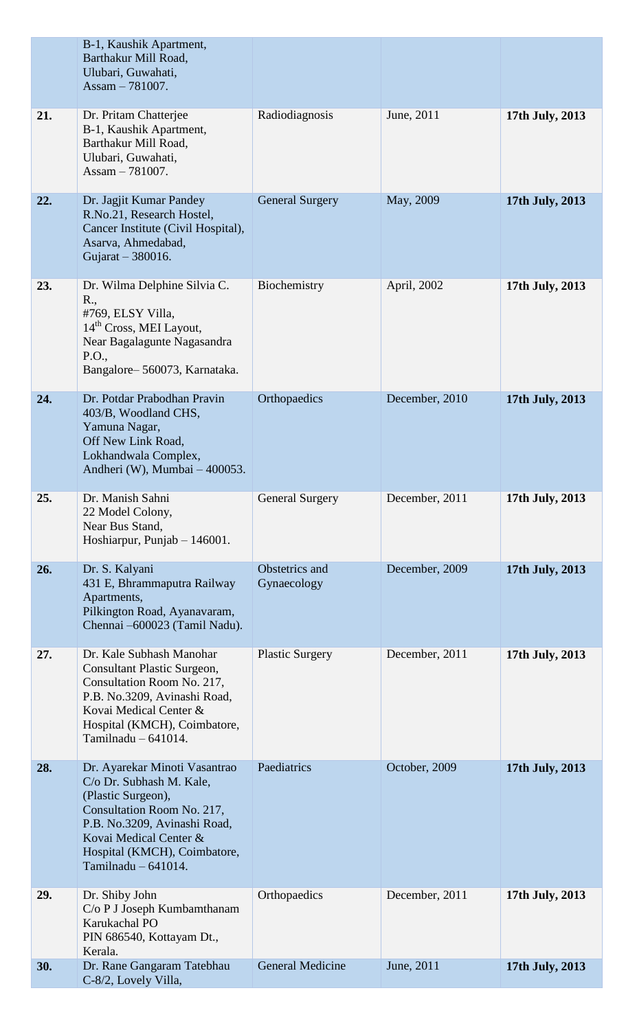| | | | | |
|---|---|---|---|---|
| | B-1, Kaushik Apartment, Barthakur Mill Road, Ulubari, Guwahati, Assam – 781007. | | | |
| **21.** | Dr. Pritam Chatterjee B-1, Kaushik Apartment, Barthakur Mill Road, Ulubari, Guwahati, Assam – 781007. | Radiodiagnosis | June, 2011 | **17th July, 2013** |
| **22.** | Dr. Jagjit Kumar Pandey R.No.21, Research Hostel, Cancer Institute (Civil Hospital), Asarva, Ahmedabad, Gujarat – 380016. | General Surgery | May, 2009 | **17th July, 2013** |
| **23.** | Dr. Wilma Delphine Silvia C. R., #769, ELSY Villa, 14th Cross, MEI Layout, Near Bagalagunte Nagasandra P.O., Bangalore– 560073, Karnataka. | Biochemistry | April, 2002 | **17th July, 2013** |
| **24.** | Dr. Potdar Prabodhan Pravin 403/B, Woodland CHS, Yamuna Nagar, Off New Link Road, Lokhandwala Complex, Andheri (W), Mumbai – 400053. | Orthopaedics | December, 2010 | **17th July, 2013** |
| **25.** | Dr. Manish Sahni 22 Model Colony, Near Bus Stand, Hoshiarpur, Punjab – 146001. | General Surgery | December, 2011 | **17th July, 2013** |
| **26.** | Dr. S. Kalyani 431 E, Bhrammaputra Railway Apartments, Pilkington Road, Ayanavaram, Chennai –600023 (Tamil Nadu). | Obstetrics and Gynaecology | December, 2009 | **17th July, 2013** |
| **27.** | Dr. Kale Subhash Manohar Consultant Plastic Surgeon, Consultation Room No. 217, P.B. No.3209, Avinashi Road, Kovai Medical Center & Hospital (KMCH), Coimbatore, Tamilnadu – 641014. | Plastic Surgery | December, 2011 | **17th July, 2013** |
| **28.** | Dr. Ayarekar Minoti Vasantrao C/o Dr. Subhash M. Kale, (Plastic Surgeon), Consultation Room No. 217, P.B. No.3209, Avinashi Road, Kovai Medical Center & Hospital (KMCH), Coimbatore, Tamilnadu – 641014. | Paediatrics | October, 2009 | **17th July, 2013** |
| **29.** | Dr. Shiby John C/o P J Joseph Kumbamthanam Karukachal PO PIN 686540, Kottayam Dt., Kerala. | Orthopaedics | December, 2011 | **17th July, 2013** |
| **30.** | Dr. Rane Gangaram Tatebhau C-8/2, Lovely Villa, | General Medicine | June, 2011 | **17th July, 2013** |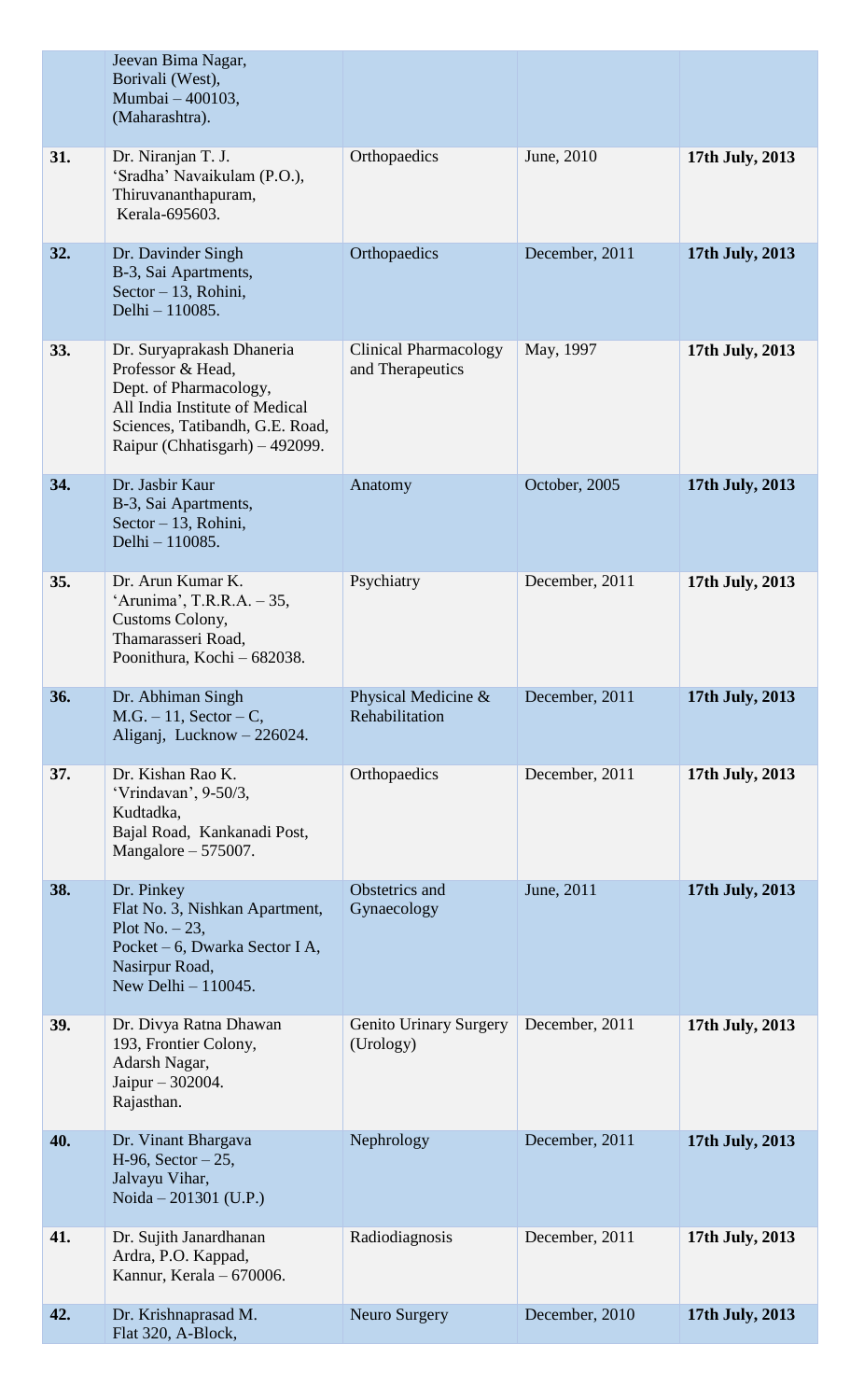| | | | | |
|---|---|---|---|---|
| | Jeevan Bima Nagar, Borivali (West), Mumbai – 400103, (Maharashtra). | | | |
| **31.** | Dr. Niranjan T. J. 'Sradha' Navaikulam (P.O.), Thiruvananthapuram, Kerala-695603. | Orthopaedics | June, 2010 | **17th July, 2013** |
| **32.** | Dr. Davinder Singh B-3, Sai Apartments, Sector – 13, Rohini, Delhi – 110085. | Orthopaedics | December, 2011 | **17th July, 2013** |
| **33.** | Dr. Suryaprakash Dhaneria Professor & Head, Dept. of Pharmacology, All India Institute of Medical Sciences, Tatibandh, G.E. Road, Raipur (Chhatisgarh) – 492099. | Clinical Pharmacology and Therapeutics | May, 1997 | **17th July, 2013** |
| **34.** | Dr. Jasbir Kaur B-3, Sai Apartments, Sector – 13, Rohini, Delhi – 110085. | Anatomy | October, 2005 | **17th July, 2013** |
| **35.** | Dr. Arun Kumar K. 'Arunima', T.R.R.A. – 35, Customs Colony, Thamarasseri Road, Poonithura, Kochi – 682038. | Psychiatry | December, 2011 | **17th July, 2013** |
| **36.** | Dr. Abhiman Singh M.G. – 11, Sector – C, Aliganj, Lucknow – 226024. | Physical Medicine & Rehabilitation | December, 2011 | **17th July, 2013** |
| **37.** | Dr. Kishan Rao K. 'Vrindavan', 9-50/3, Kudtadka, Bajal Road, Kankanadi Post, Mangalore – 575007. | Orthopaedics | December, 2011 | **17th July, 2013** |
| **38.** | Dr. Pinkey Flat No. 3, Nishkan Apartment, Plot No. – 23, Pocket – 6, Dwarka Sector I A, Nasirpur Road, New Delhi – 110045. | Obstetrics and Gynaecology | June, 2011 | **17th July, 2013** |
| **39.** | Dr. Divya Ratna Dhawan 193, Frontier Colony, Adarsh Nagar, Jaipur – 302004. Rajasthan. | Genito Urinary Surgery (Urology) | December, 2011 | **17th July, 2013** |
| **40.** | Dr. Vinant Bhargava H-96, Sector – 25, Jalvayu Vihar, Noida – 201301 (U.P.) | Nephrology | December, 2011 | **17th July, 2013** |
| **41.** | Dr. Sujith Janardhanan Ardra, P.O. Kappad, Kannur, Kerala – 670006. | Radiodiagnosis | December, 2011 | **17th July, 2013** |
| **42.** | Dr. Krishnaprasad M. Flat 320, A-Block, | Neuro Surgery | December, 2010 | **17th July, 2013** |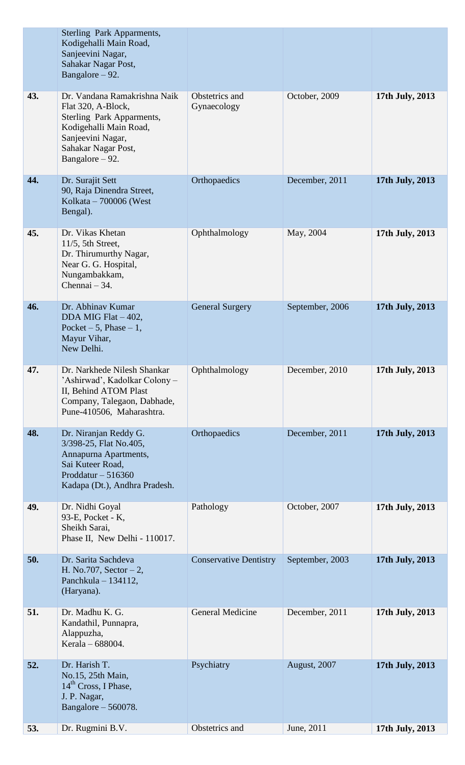|  |  |  |  |  |
|---|---|---|---|---|
|  | Sterling Park Apparments, Kodigehalli Main Road, Sanjeevini Nagar, Sahakar Nagar Post, Bangalore – 92. |  |  |  |
| **43.** | Dr. Vandana Ramakrishna Naik Flat 320, A-Block, Sterling Park Apparments, Kodigehalli Main Road, Sanjeevini Nagar, Sahakar Nagar Post, Bangalore – 92. | Obstetrics and Gynaecology | October, 2009 | **17th July, 2013** |
| **44.** | Dr. Surajit Sett 90, Raja Dinendra Street, Kolkata – 700006 (West Bengal). | Orthopaedics | December, 2011 | **17th July, 2013** |
| **45.** | Dr. Vikas Khetan 11/5, 5th Street, Dr. Thirumurthy Nagar, Near G. G. Hospital, Nungambakkam, Chennai – 34. | Ophthalmology | May, 2004 | **17th July, 2013** |
| **46.** | Dr. Abhinav Kumar DDA MIG Flat – 402, Pocket – 5, Phase – 1, Mayur Vihar, New Delhi. | General Surgery | September, 2006 | **17th July, 2013** |
| **47.** | Dr. Narkhede Nilesh Shankar 'Ashirwad', Kadolkar Colony – II, Behind ATOM Plast Company, Talegaon, Dabhade, Pune-410506, Maharashtra. | Ophthalmology | December, 2010 | **17th July, 2013** |
| **48.** | Dr. Niranjan Reddy G. 3/398-25, Flat No.405, Annapurna Apartments, Sai Kuteer Road, Proddatur – 516360 Kadapa (Dt.), Andhra Pradesh. | Orthopaedics | December, 2011 | **17th July, 2013** |
| **49.** | Dr. Nidhi Goyal 93-E, Pocket - K, Sheikh Sarai, Phase II, New Delhi - 110017. | Pathology | October, 2007 | **17th July, 2013** |
| **50.** | Dr. Sarita Sachdeva H. No.707, Sector – 2, Panchkula – 134112, (Haryana). | Conservative Dentistry | September, 2003 | **17th July, 2013** |
| **51.** | Dr. Madhu K. G. Kandathil, Punnapra, Alappuzha, Kerala – 688004. | General Medicine | December, 2011 | **17th July, 2013** |
| **52.** | Dr. Harish T. No.15, 25th Main, 14th Cross, I Phase, J. P. Nagar, Bangalore – 560078. | Psychiatry | August, 2007 | **17th July, 2013** |
| **53.** | Dr. Rugmini B.V. | Obstetrics and | June, 2011 | **17th July, 2013** |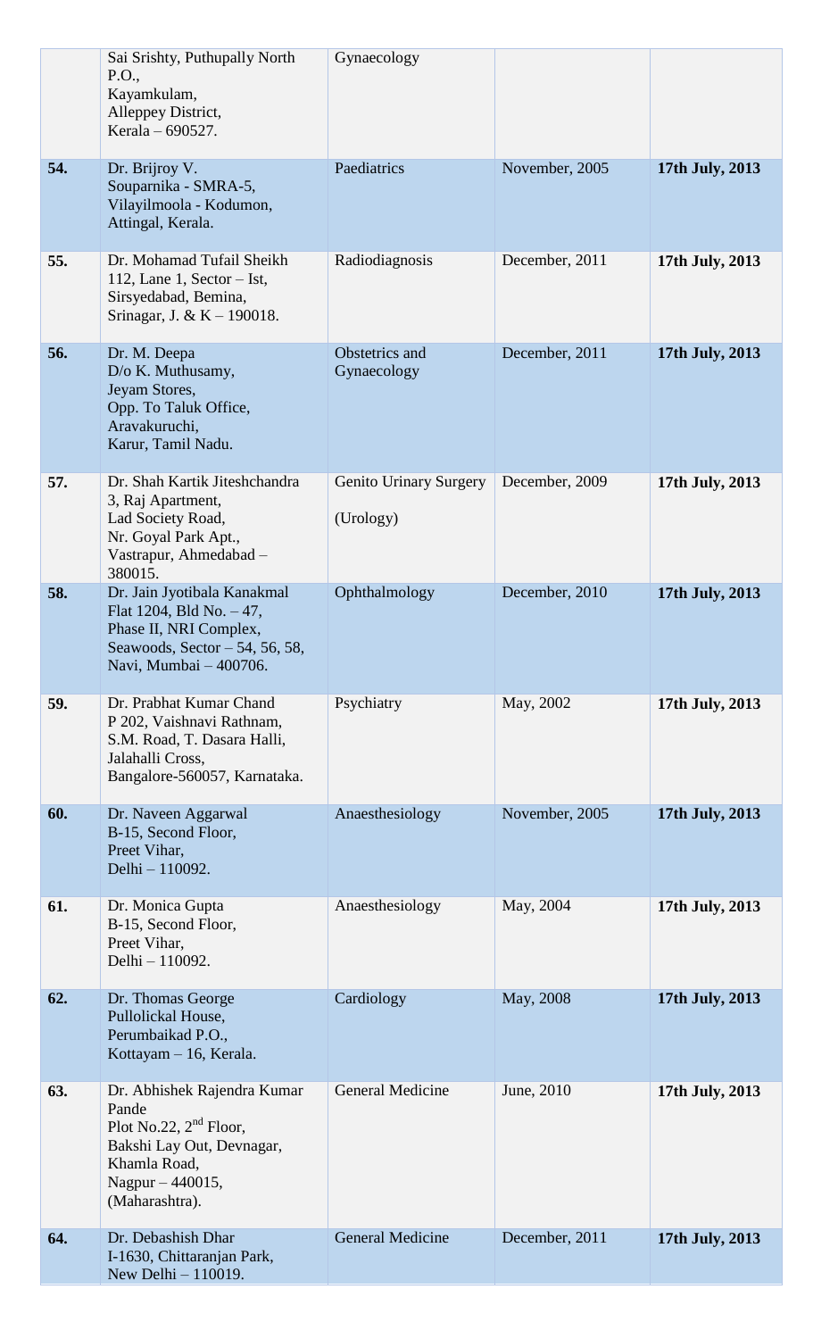| | | | | |
|---|---|---|---|---|
| | Sai Srishty, Puthupally North P.O., Kayamkulam, Alleppey District, Kerala – 690527. | Gynaecology | | |
| **54.** | Dr. Brijroy V. Souparnika - SMRA-5, Vilayilmoola - Kodumon, Attingal, Kerala. | Paediatrics | November, 2005 | **17th July, 2013** |
| **55.** | Dr. Mohamad Tufail Sheikh 112, Lane 1, Sector – Ist, Sirsyedabad, Bemina, Srinagar, J. & K – 190018. | Radiodiagnosis | December, 2011 | **17th July, 2013** |
| **56.** | Dr. M. Deepa D/o K. Muthusamy, Jeyam Stores, Opp. To Taluk Office, Aravakuruchi, Karur, Tamil Nadu. | Obstetrics and Gynaecology | December, 2011 | **17th July, 2013** |
| **57.** | Dr. Shah Kartik Jiteshchandra 3, Raj Apartment, Lad Society Road, Nr. Goyal Park Apt., Vastrapur, Ahmedabad – 380015. | Genito Urinary Surgery (Urology) | December, 2009 | **17th July, 2013** |
| **58.** | Dr. Jain Jyotibala Kanakmal Flat 1204, Bld No. – 47, Phase II, NRI Complex, Seawoods, Sector – 54, 56, 58, Navi, Mumbai – 400706. | Ophthalmology | December, 2010 | **17th July, 2013** |
| **59.** | Dr. Prabhat Kumar Chand P 202, Vaishnavi Rathnam, S.M. Road, T. Dasara Halli, Jalahalli Cross, Bangalore-560057, Karnataka. | Psychiatry | May, 2002 | **17th July, 2013** |
| **60.** | Dr. Naveen Aggarwal B-15, Second Floor, Preet Vihar, Delhi – 110092. | Anaesthesiology | November, 2005 | **17th July, 2013** |
| **61.** | Dr. Monica Gupta B-15, Second Floor, Preet Vihar, Delhi – 110092. | Anaesthesiology | May, 2004 | **17th July, 2013** |
| **62.** | Dr. Thomas George Pullolickal House, Perumbaikad P.O., Kottayam – 16, Kerala. | Cardiology | May, 2008 | **17th July, 2013** |
| **63.** | Dr. Abhishek Rajendra Kumar Pande Plot No.22, 2nd Floor, Bakshi Lay Out, Devnagar, Khamla Road, Nagpur – 440015, (Maharashtra). | General Medicine | June, 2010 | **17th July, 2013** |
| **64.** | Dr. Debashish Dhar I-1630, Chittaranjan Park, New Delhi – 110019. | General Medicine | December, 2011 | **17th July, 2013** |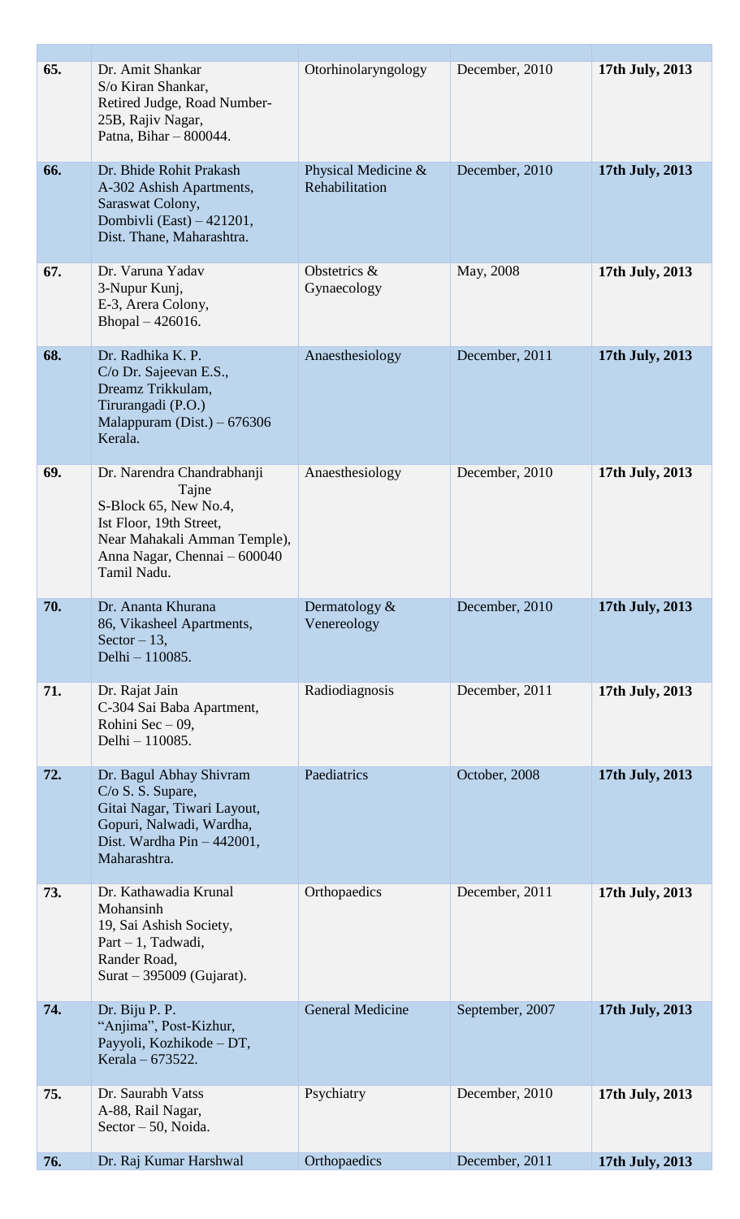| | | | | |
|---|---|---|---|---|
| **65.** | Dr. Amit Shankar S/o Kiran Shankar, Retired Judge, Road Number-25B, Rajiv Nagar, Patna, Bihar – 800044. | Otorhinolaryngology | December, 2010 | **17th July, 2013** |
| **66.** | Dr. Bhide Rohit Prakash A-302 Ashish Apartments, Saraswat Colony, Dombivli (East) – 421201, Dist. Thane, Maharashtra. | Physical Medicine & Rehabilitation | December, 2010 | **17th July, 2013** |
| **67.** | Dr. Varuna Yadav 3-Nupur Kunj, E-3, Arera Colony, Bhopal – 426016. | Obstetrics & Gynaecology | May, 2008 | **17th July, 2013** |
| **68.** | Dr. Radhika K. P. C/o Dr. Sajeevan E.S., Dreamz Trikkulam, Tirurangadi (P.O.) Malappuram (Dist.) – 676306 Kerala. | Anaesthesiology | December, 2011 | **17th July, 2013** |
| **69.** | Dr. Narendra Chandrabhanji Tajne S-Block 65, New No.4, Ist Floor, 19th Street, Near Mahakali Amman Temple), Anna Nagar, Chennai – 600040 Tamil Nadu. | Anaesthesiology | December, 2010 | **17th July, 2013** |
| **70.** | Dr. Ananta Khurana 86, Vikasheel Apartments, Sector – 13, Delhi – 110085. | Dermatology & Venereology | December, 2010 | **17th July, 2013** |
| **71.** | Dr. Rajat Jain C-304 Sai Baba Apartment, Rohini Sec – 09, Delhi – 110085. | Radiodiagnosis | December, 2011 | **17th July, 2013** |
| **72.** | Dr. Bagul Abhay Shivram C/o S. S. Supare, Gitai Nagar, Tiwari Layout, Gopuri, Nalwadi, Wardha, Dist. Wardha Pin – 442001, Maharashtra. | Paediatrics | October, 2008 | **17th July, 2013** |
| **73.** | Dr. Kathawadia Krunal Mohansinh 19, Sai Ashish Society, Part – 1, Tadwadi, Rander Road, Surat – 395009 (Gujarat). | Orthopaedics | December, 2011 | **17th July, 2013** |
| **74.** | Dr. Biju P. P. "Anjima", Post-Kizhur, Payyoli, Kozhikode – DT, Kerala – 673522. | General Medicine | September, 2007 | **17th July, 2013** |
| **75.** | Dr. Saurabh Vatss A-88, Rail Nagar, Sector – 50, Noida. | Psychiatry | December, 2010 | **17th July, 2013** |
| **76.** | Dr. Raj Kumar Harshwal | Orthopaedics | December, 2011 | **17th July, 2013** |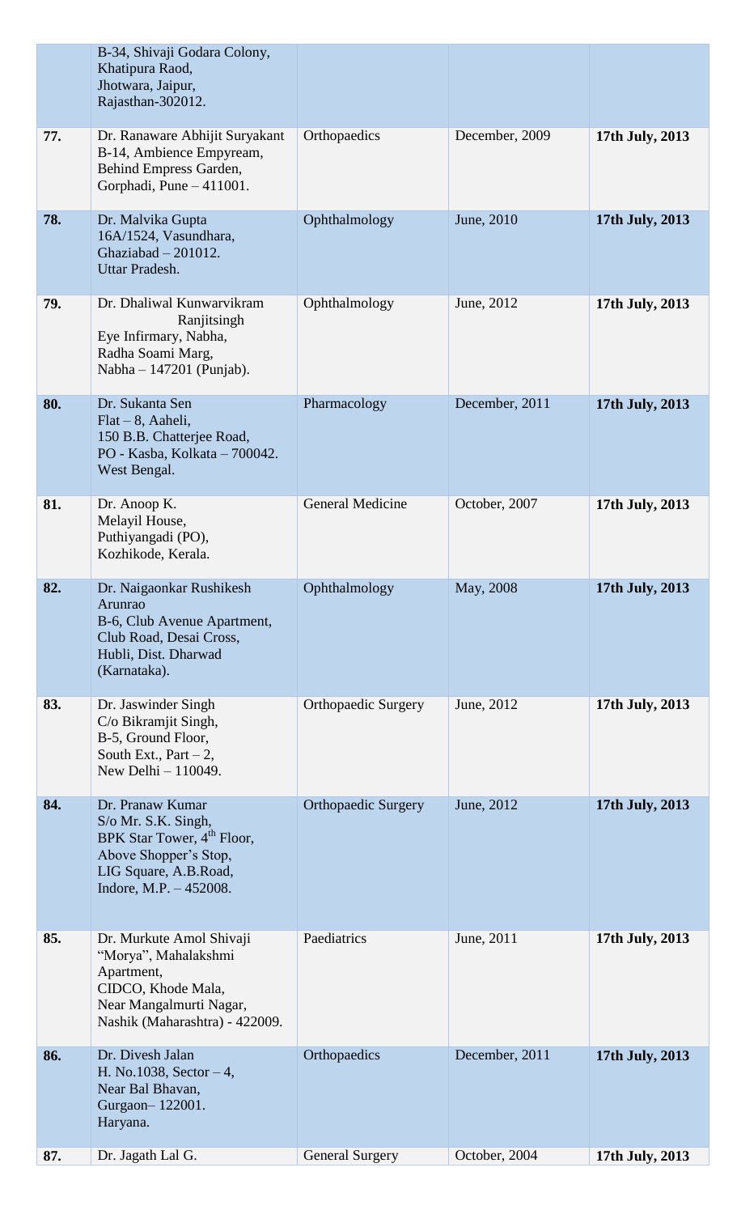| | | | | |
|---|---|---|---|---|
| | B-34, Shivaji Godara Colony, Khatipura Raod, Jhotwara, Jaipur, Rajasthan-302012. | | | |
| **77.** | Dr. Ranaware Abhijit Suryakant B-14, Ambience Empyream, Behind Empress Garden, Gorphadi, Pune – 411001. | Orthopaedics | December, 2009 | **17th July, 2013** |
| **78.** | Dr. Malvika Gupta 16A/1524, Vasundhara, Ghaziabad – 201012. Uttar Pradesh. | Ophthalmology | June, 2010 | **17th July, 2013** |
| **79.** | Dr. Dhaliwal Kunwarvikram Ranjitsingh Eye Infirmary, Nabha, Radha Soami Marg, Nabha – 147201 (Punjab). | Ophthalmology | June, 2012 | **17th July, 2013** |
| **80.** | Dr. Sukanta Sen Flat – 8, Aaheli, 150 B.B. Chatterjee Road, PO - Kasba, Kolkata – 700042. West Bengal. | Pharmacology | December, 2011 | **17th July, 2013** |
| **81.** | Dr. Anoop K. Melayil House, Puthiyangadi (PO), Kozhikode, Kerala. | General Medicine | October, 2007 | **17th July, 2013** |
| **82.** | Dr. Naigaonkar Rushikesh Arunrao B-6, Club Avenue Apartment, Club Road, Desai Cross, Hubli, Dist. Dharwad (Karnataka). | Ophthalmology | May, 2008 | **17th July, 2013** |
| **83.** | Dr. Jaswinder Singh C/o Bikramjit Singh, B-5, Ground Floor, South Ext., Part – 2, New Delhi – 110049. | Orthopaedic Surgery | June, 2012 | **17th July, 2013** |
| **84.** | Dr. Pranaw Kumar S/o Mr. S.K. Singh, BPK Star Tower, 4th Floor, Above Shopper's Stop, LIG Square, A.B.Road, Indore, M.P. – 452008. | Orthopaedic Surgery | June, 2012 | **17th July, 2013** |
| **85.** | Dr. Murkute Amol Shivaji "Morya", Mahalakshmi Apartment, CIDCO, Khode Mala, Near Mangalmurti Nagar, Nashik (Maharashtra) - 422009. | Paediatrics | June, 2011 | **17th July, 2013** |
| **86.** | Dr. Divesh Jalan H. No.1038, Sector – 4, Near Bal Bhavan, Gurgaon– 122001. Haryana. | Orthopaedics | December, 2011 | **17th July, 2013** |
| **87.** | Dr. Jagath Lal G. | General Surgery | October, 2004 | **17th July, 2013** |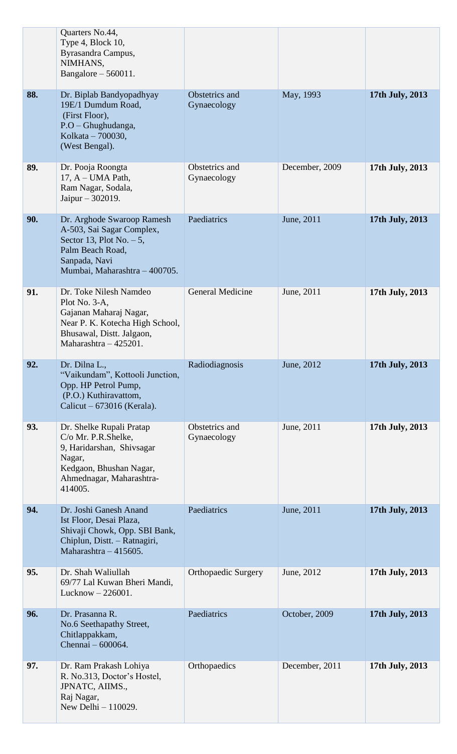| | | | | |
|---|---|---|---|---|
| | Quarters No.44, Type 4, Block 10, Byrasandra Campus, NIMHANS, Bangalore – 560011. | | | |
| **88.** | Dr. Biplab Bandyopadhyay 19E/1 Dumdum Road, (First Floor), P.O – Ghughudanga, Kolkata – 700030, (West Bengal). | Obstetrics and Gynaecology | May, 1993 | **17th July, 2013** |
| **89.** | Dr. Pooja Roongta 17, A – UMA Path, Ram Nagar, Sodala, Jaipur – 302019. | Obstetrics and Gynaecology | December, 2009 | **17th July, 2013** |
| **90.** | Dr. Arghode Swaroop Ramesh A-503, Sai Sagar Complex, Sector 13, Plot No. – 5, Palm Beach Road, Sanpada, Navi Mumbai, Maharashtra – 400705. | Paediatrics | June, 2011 | **17th July, 2013** |
| **91.** | Dr. Toke Nilesh Namdeo Plot No. 3-A, Gajanan Maharaj Nagar, Near P. K. Kotecha High School, Bhusawal, Distt. Jalgaon, Maharashtra – 425201. | General Medicine | June, 2011 | **17th July, 2013** |
| **92.** | Dr. Dilna L., "Vaikundam", Kottooli Junction, Opp. HP Petrol Pump, (P.O.) Kuthiravattom, Calicut – 673016 (Kerala). | Radiodiagnosis | June, 2012 | **17th July, 2013** |
| **93.** | Dr. Shelke Rupali Pratap C/o Mr. P.R.Shelke, 9, Haridarshan, Shivsagar Nagar, Kedgaon, Bhushan Nagar, Ahmednagar, Maharashtra-414005. | Obstetrics and Gynaecology | June, 2011 | **17th July, 2013** |
| **94.** | Dr. Joshi Ganesh Anand Ist Floor, Desai Plaza, Shivaji Chowk, Opp. SBI Bank, Chiplun, Distt. – Ratnagiri, Maharashtra – 415605. | Paediatrics | June, 2011 | **17th July, 2013** |
| **95.** | Dr. Shah Waliullah 69/77 Lal Kuwan Bheri Mandi, Lucknow – 226001. | Orthopaedic Surgery | June, 2012 | **17th July, 2013** |
| **96.** | Dr. Prasanna R. No.6 Seethapathy Street, Chitlappakkam, Chennai – 600064. | Paediatrics | October, 2009 | **17th July, 2013** |
| **97.** | Dr. Ram Prakash Lohiya R. No.313, Doctor's Hostel, JPNATC, AIIMS., Raj Nagar, New Delhi – 110029. | Orthopaedics | December, 2011 | **17th July, 2013** |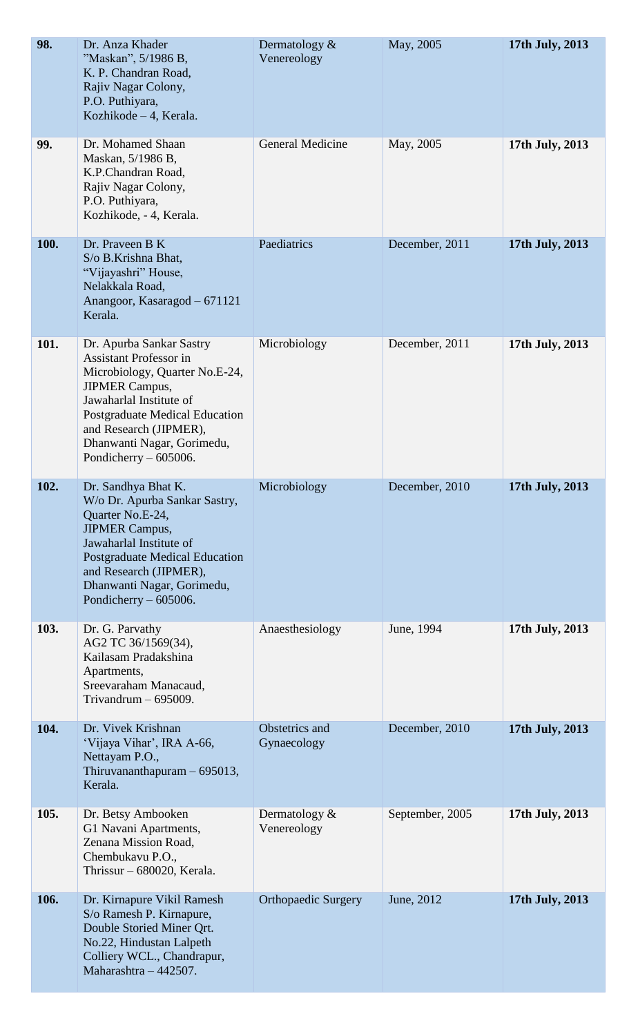| 98. | Dr. Anza Khader<br>"Maskan", 5/1986 B,<br>K. P. Chandran Road,<br>Rajiv Nagar Colony,<br>P.O. Puthiyara,<br>Kozhikode – 4, Kerala. | Dermatology & Venereology | May, 2005 | **17th July, 2013** |
|---|---|---|---|---|
| **99.** | Dr. Mohamed Shaan<br>Maskan, 5/1986 B,<br>K.P.Chandran Road,<br>Rajiv Nagar Colony,<br>P.O. Puthiyara,<br>Kozhikode, - 4, Kerala. | General Medicine | May, 2005 | **17th July, 2013** |
| **100.** | Dr. Praveen B K<br>S/o B.Krishna Bhat,<br>"Vijayashri" House,<br>Nelakkala Road,<br>Anangoor, Kasaragod – 671121<br>Kerala. | Paediatrics | December, 2011 | **17th July, 2013** |
| **101.** | Dr. Apurba Sankar Sastry<br>Assistant Professor in Microbiology, Quarter No.E-24,<br>JIPMER Campus,<br>Jawaharlal Institute of Postgraduate Medical Education and Research (JIPMER),<br>Dhanwanti Nagar, Gorimedu,<br>Pondicherry – 605006. | Microbiology | December, 2011 | **17th July, 2013** |
| **102.** | Dr. Sandhya Bhat K.<br>W/o Dr. Apurba Sankar Sastry,<br>Quarter No.E-24,<br>JIPMER Campus,<br>Jawaharlal Institute of Postgraduate Medical Education and Research (JIPMER),<br>Dhanwanti Nagar, Gorimedu,<br>Pondicherry – 605006. | Microbiology | December, 2010 | **17th July, 2013** |
| **103.** | Dr. G. Parvathy<br>AG2 TC 36/1569(34),<br>Kailasam Pradakshina Apartments,<br>Sreevaraham Manacaud,<br>Trivandrum – 695009. | Anaesthesiology | June, 1994 | **17th July, 2013** |
| **104.** | Dr. Vivek Krishnan<br>'Vijaya Vihar', IRA A-66,<br>Nettayam P.O.,<br>Thiruvananthapuram – 695013,<br>Kerala. | Obstetrics and Gynaecology | December, 2010 | **17th July, 2013** |
| **105.** | Dr. Betsy Ambooken<br>G1 Navani Apartments,<br>Zenana Mission Road,<br>Chembukavu P.O.,<br>Thrissur – 680020, Kerala. | Dermatology & Venereology | September, 2005 | **17th July, 2013** |
| **106.** | Dr. Kirnapure Vikil Ramesh<br>S/o Ramesh P. Kirnapure,<br>Double Storied Miner Qrt.<br>No.22, Hindustan Lalpeth Colliery WCL., Chandrapur,<br>Maharashtra – 442507. | Orthopaedic Surgery | June, 2012 | **17th July, 2013** |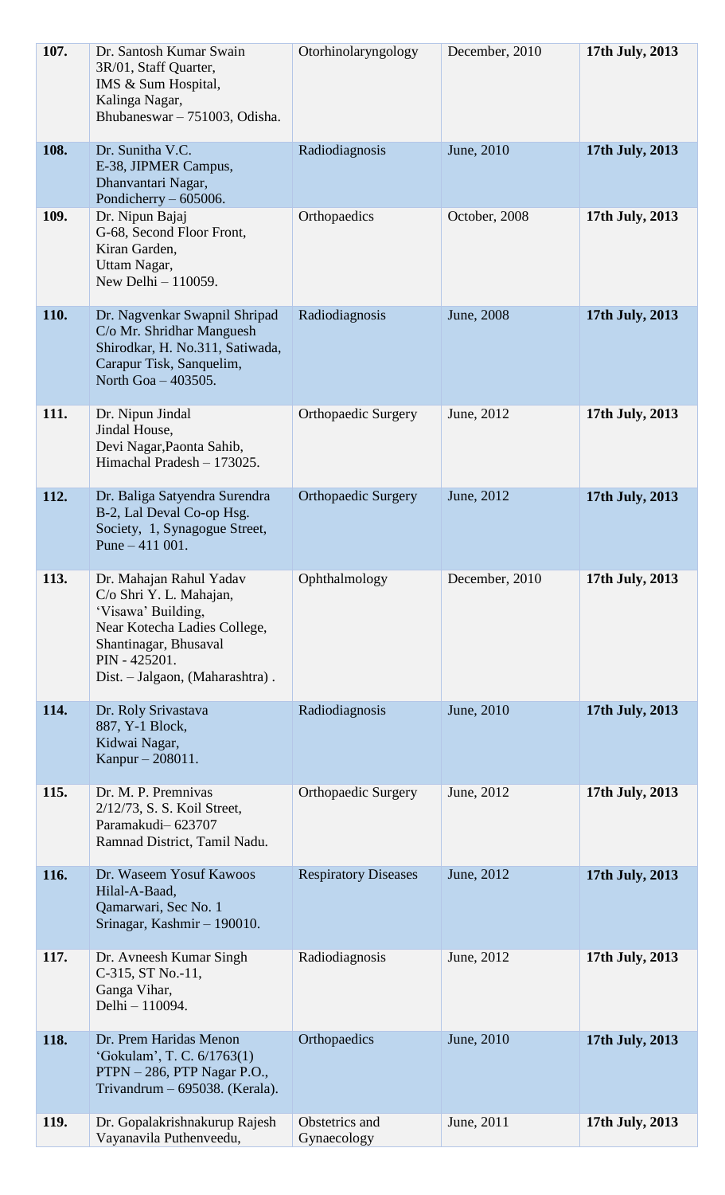| | | | | |
|---|---|---|---|---|
| **107.** | Dr. Santosh Kumar Swain<br>3R/01, Staff Quarter,<br>IMS & Sum Hospital,<br>Kalinga Nagar,<br>Bhubaneswar – 751003, Odisha. | Otorhinolaryngology | December, 2010 | **17th July, 2013** |
| **108.** | Dr. Sunitha V.C.<br>E-38, JIPMER Campus,<br>Dhanvantari Nagar,<br>Pondicherry – 605006. | Radiodiagnosis | June, 2010 | **17th July, 2013** |
| **109.** | Dr. Nipun Bajaj<br>G-68, Second Floor Front,<br>Kiran Garden,<br>Uttam Nagar,<br>New Delhi – 110059. | Orthopaedics | October, 2008 | **17th July, 2013** |
| **110.** | Dr. Nagvenkar Swapnil Shripad<br>C/o Mr. Shridhar Manguesh Shirodkar, H. No.311, Satiwada, Carapur Tisk, Sanquelim,<br>North Goa – 403505. | Radiodiagnosis | June, 2008 | **17th July, 2013** |
| **111.** | Dr. Nipun Jindal<br>Jindal House,<br>Devi Nagar,Paonta Sahib,<br>Himachal Pradesh – 173025. | Orthopaedic Surgery | June, 2012 | **17th July, 2013** |
| **112.** | Dr. Baliga Satyendra Surendra<br>B-2, Lal Deval Co-op Hsg. Society, 1, Synagogue Street,<br>Pune – 411 001. | Orthopaedic Surgery | June, 2012 | **17th July, 2013** |
| **113.** | Dr. Mahajan Rahul Yadav<br>C/o Shri Y. L. Mahajan,<br>'Visawa' Building,<br>Near Kotecha Ladies College,<br>Shantinagar, Bhusaval<br>PIN - 425201.<br>Dist. – Jalgaon, (Maharashtra) . | Ophthalmology | December, 2010 | **17th July, 2013** |
| **114.** | Dr. Roly Srivastava<br>887, Y-1 Block,<br>Kidwai Nagar,<br>Kanpur – 208011. | Radiodiagnosis | June, 2010 | **17th July, 2013** |
| **115.** | Dr. M. P. Premnivas<br>2/12/73, S. S. Koil Street,<br>Paramakudi– 623707<br>Ramnad District, Tamil Nadu. | Orthopaedic Surgery | June, 2012 | **17th July, 2013** |
| **116.** | Dr. Waseem Yosuf Kawoos<br>Hilal-A-Baad,<br>Qamarwari, Sec No. 1<br>Srinagar, Kashmir – 190010. | Respiratory Diseases | June, 2012 | **17th July, 2013** |
| **117.** | Dr. Avneesh Kumar Singh<br>C-315, ST No.-11,<br>Ganga Vihar,<br>Delhi – 110094. | Radiodiagnosis | June, 2012 | **17th July, 2013** |
| **118.** | Dr. Prem Haridas Menon<br>'Gokulam', T. C. 6/1763(1)<br>PTPN – 286, PTP Nagar P.O.,<br>Trivandrum – 695038. (Kerala). | Orthopaedics | June, 2010 | **17th July, 2013** |
| **119.** | Dr. Gopalakrishnakurup Rajesh<br>Vayanavila Puthenveedu, | Obstetrics and Gynaecology | June, 2011 | **17th July, 2013** |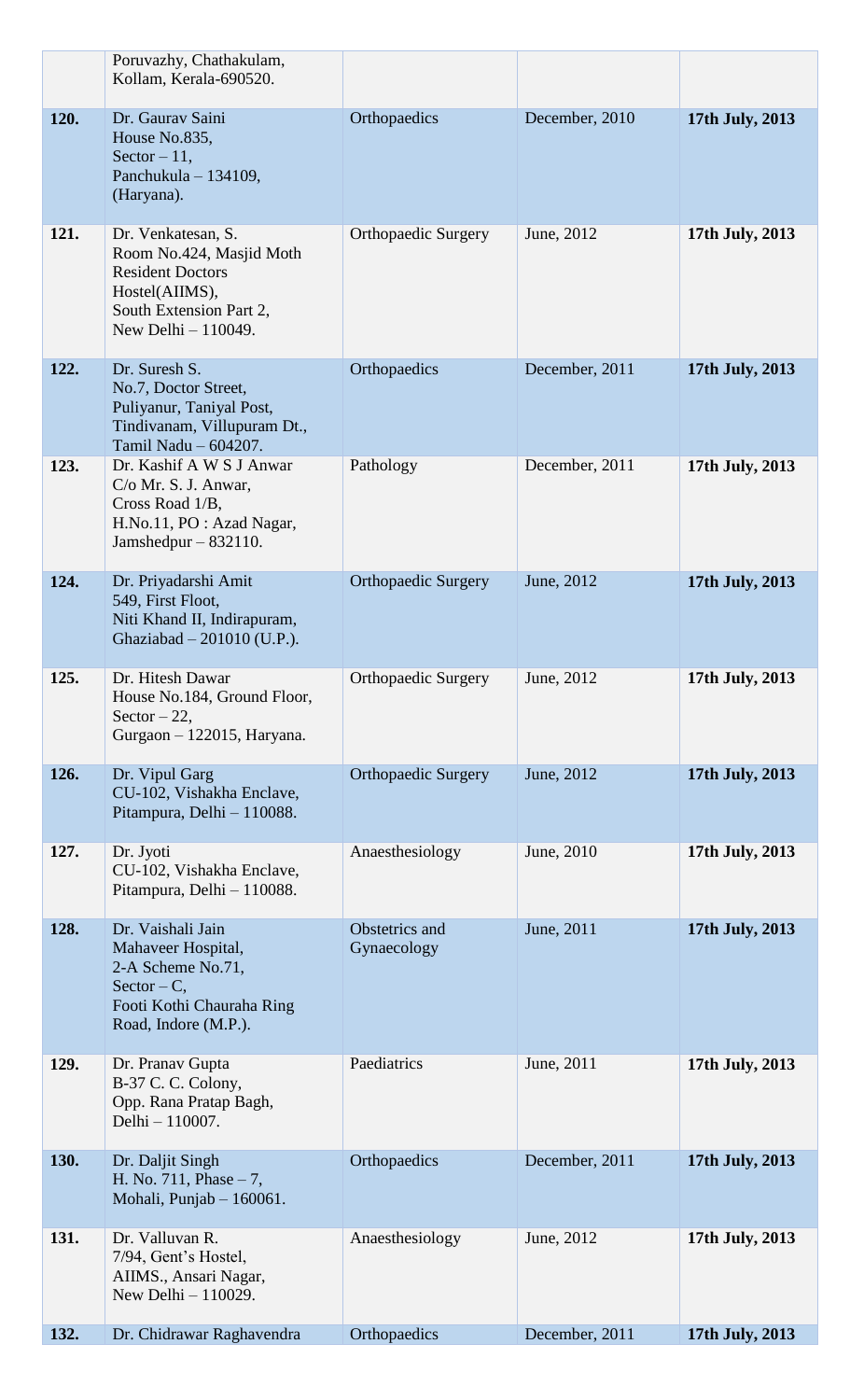| | | | | |
|---|---|---|---|---|
| | Poruvazhy, Chathakulam, Kollam, Kerala-690520. | | | |
| **120.** | Dr. Gaurav Saini House No.835, Sector – 11, Panchukula – 134109, (Haryana). | Orthopaedics | December, 2010 | **17th July, 2013** |
| **121.** | Dr. Venkatesan, S. Room No.424, Masjid Moth Resident Doctors Hostel(AIIMS), South Extension Part 2, New Delhi – 110049. | Orthopaedic Surgery | June, 2012 | **17th July, 2013** |
| **122.** | Dr. Suresh S. No.7, Doctor Street, Puliyanur, Taniyal Post, Tindivanam, Villupuram Dt., Tamil Nadu – 604207. | Orthopaedics | December, 2011 | **17th July, 2013** |
| **123.** | Dr. Kashif A W S J Anwar C/o Mr. S. J. Anwar, Cross Road 1/B, H.No.11, PO : Azad Nagar, Jamshedpur – 832110. | Pathology | December, 2011 | **17th July, 2013** |
| **124.** | Dr. Priyadarshi Amit 549, First Floot, Niti Khand II, Indirapuram, Ghaziabad – 201010 (U.P.). | Orthopaedic Surgery | June, 2012 | **17th July, 2013** |
| **125.** | Dr. Hitesh Dawar House No.184, Ground Floor, Sector – 22, Gurgaon – 122015, Haryana. | Orthopaedic Surgery | June, 2012 | **17th July, 2013** |
| **126.** | Dr. Vipul Garg CU-102, Vishakha Enclave, Pitampura, Delhi – 110088. | Orthopaedic Surgery | June, 2012 | **17th July, 2013** |
| **127.** | Dr. Jyoti CU-102, Vishakha Enclave, Pitampura, Delhi – 110088. | Anaesthesiology | June, 2010 | **17th July, 2013** |
| **128.** | Dr. Vaishali Jain Mahaveer Hospital, 2-A Scheme No.71, Sector – C, Footi Kothi Chauraha Ring Road, Indore (M.P.). | Obstetrics and Gynaecology | June, 2011 | **17th July, 2013** |
| **129.** | Dr. Pranav Gupta B-37 C. C. Colony, Opp. Rana Pratap Bagh, Delhi – 110007. | Paediatrics | June, 2011 | **17th July, 2013** |
| **130.** | Dr. Daljit Singh H. No. 711, Phase – 7, Mohali, Punjab – 160061. | Orthopaedics | December, 2011 | **17th July, 2013** |
| **131.** | Dr. Valluvan R. 7/94, Gent's Hostel, AIIMS., Ansari Nagar, New Delhi – 110029. | Anaesthesiology | June, 2012 | **17th July, 2013** |
| **132.** | Dr. Chidrawar Raghavendra | Orthopaedics | December, 2011 | **17th July, 2013** |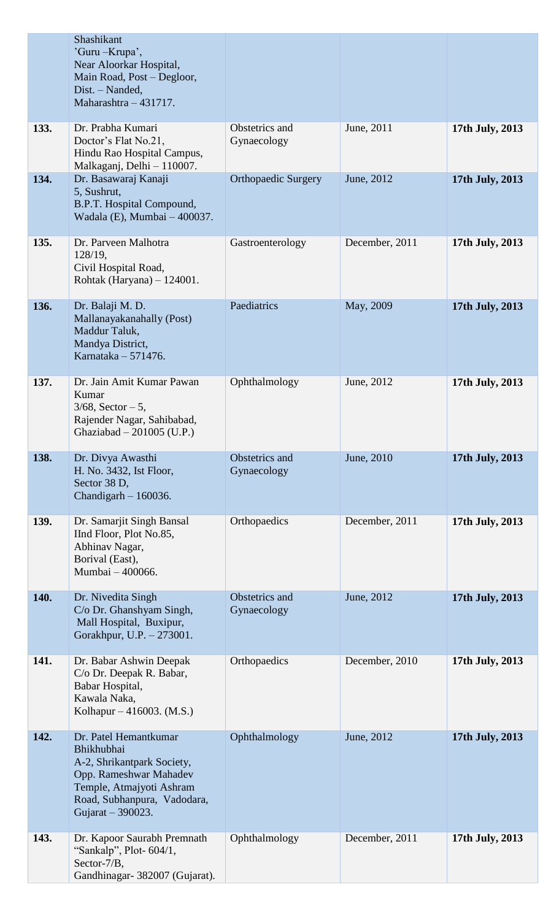|  |  |  |  |  |
|---|---|---|---|---|
|  | Shashikant 'Guru –Krupa', Near Aloorkar Hospital, Main Road, Post – Degloor, Dist. – Nanded, Maharashtra – 431717. |  |  |  |
| **133.** | Dr. Prabha Kumari Doctor's Flat No.21, Hindu Rao Hospital Campus, Malkaganj, Delhi – 110007. | Obstetrics and Gynaecology | June, 2011 | **17th July, 2013** |
| **134.** | Dr. Basawaraj Kanaji 5, Sushrut, B.P.T. Hospital Compound, Wadala (E), Mumbai – 400037. | Orthopaedic Surgery | June, 2012 | **17th July, 2013** |
| **135.** | Dr. Parveen Malhotra 128/19, Civil Hospital Road, Rohtak (Haryana) – 124001. | Gastroenterology | December, 2011 | **17th July, 2013** |
| **136.** | Dr. Balaji M. D. Mallanayakanahally (Post) Maddur Taluk, Mandya District, Karnataka – 571476. | Paediatrics | May, 2009 | **17th July, 2013** |
| **137.** | Dr. Jain Amit Kumar Pawan Kumar 3/68, Sector – 5, Rajender Nagar, Sahibabad, Ghaziabad – 201005 (U.P.) | Ophthalmology | June, 2012 | **17th July, 2013** |
| **138.** | Dr. Divya Awasthi H. No. 3432, Ist Floor, Sector 38 D, Chandigarh – 160036. | Obstetrics and Gynaecology | June, 2010 | **17th July, 2013** |
| **139.** | Dr. Samarjit Singh Bansal IInd Floor, Plot No.85, Abhinav Nagar, Borival (East), Mumbai – 400066. | Orthopaedics | December, 2011 | **17th July, 2013** |
| **140.** | Dr. Nivedita Singh C/o Dr. Ghanshyam Singh, Mall Hospital, Buxipur, Gorakhpur, U.P. – 273001. | Obstetrics and Gynaecology | June, 2012 | **17th July, 2013** |
| **141.** | Dr. Babar Ashwin Deepak C/o Dr. Deepak R. Babar, Babar Hospital, Kawala Naka, Kolhapur – 416003. (M.S.) | Orthopaedics | December, 2010 | **17th July, 2013** |
| **142.** | Dr. Patel Hemantkumar Bhikhubhai A-2, Shrikantpark Society, Opp. Rameshwar Mahadev Temple, Atmajyoti Ashram Road, Subhanpura, Vadodara, Gujarat – 390023. | Ophthalmology | June, 2012 | **17th July, 2013** |
| **143.** | Dr. Kapoor Saurabh Premnath "Sankalp", Plot- 604/1, Sector-7/B, Gandhinagar- 382007 (Gujarat). | Ophthalmology | December, 2011 | **17th July, 2013** |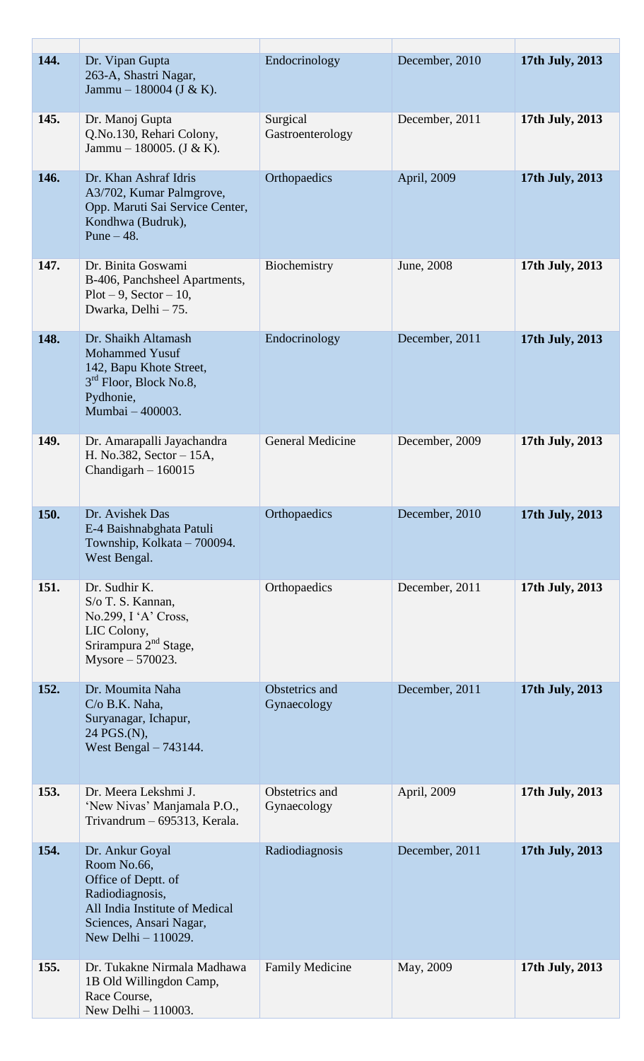| | | | | |
|---|---|---|---|---|
| **144.** | Dr. Vipan Gupta<br>263-A, Shastri Nagar,<br>Jammu – 180004 (J & K). | Endocrinology | December, 2010 | **17th July, 2013** |
| **145.** | Dr. Manoj Gupta<br>Q.No.130, Rehari Colony,<br>Jammu – 180005. (J & K). | Surgical Gastroenterology | December, 2011 | **17th July, 2013** |
| **146.** | Dr. Khan Ashraf Idris<br>A3/702, Kumar Palmgrove,<br>Opp. Maruti Sai Service Center,<br>Kondhwa (Budruk),<br>Pune – 48. | Orthopaedics | April, 2009 | **17th July, 2013** |
| **147.** | Dr. Binita Goswami<br>B-406, Panchsheel Apartments,<br>Plot – 9, Sector – 10,<br>Dwarka, Delhi – 75. | Biochemistry | June, 2008 | **17th July, 2013** |
| **148.** | Dr. Shaikh Altamash Mohammed Yusuf<br>142, Bapu Khote Street,<br>3rd Floor, Block No.8,<br>Pydhonie,<br>Mumbai – 400003. | Endocrinology | December, 2011 | **17th July, 2013** |
| **149.** | Dr. Amarapalli Jayachandra<br>H. No.382, Sector – 15A,<br>Chandigarh – 160015 | General Medicine | December, 2009 | **17th July, 2013** |
| **150.** | Dr. Avishek Das<br>E-4 Baishnabghata Patuli<br>Township, Kolkata – 700094.<br>West Bengal. | Orthopaedics | December, 2010 | **17th July, 2013** |
| **151.** | Dr. Sudhir K.<br>S/o T. S. Kannan,<br>No.299, I 'A' Cross,<br>LIC Colony,<br>Srirampura 2nd Stage,<br>Mysore – 570023. | Orthopaedics | December, 2011 | **17th July, 2013** |
| **152.** | Dr. Moumita Naha<br>C/o B.K. Naha,<br>Suryanagar, Ichapur,<br>24 PGS.(N),<br>West Bengal – 743144. | Obstetrics and Gynaecology | December, 2011 | **17th July, 2013** |
| **153.** | Dr. Meera Lekshmi J.<br>'New Nivas' Manjamala P.O.,<br>Trivandrum – 695313, Kerala. | Obstetrics and Gynaecology | April, 2009 | **17th July, 2013** |
| **154.** | Dr. Ankur Goyal<br>Room No.66,<br>Office of Deptt. of<br>Radiodiagnosis,<br>All India Institute of Medical<br>Sciences, Ansari Nagar,<br>New Delhi – 110029. | Radiodiagnosis | December, 2011 | **17th July, 2013** |
| **155.** | Dr. Tukakne Nirmala Madhawa<br>1B Old Willingdon Camp,<br>Race Course,<br>New Delhi – 110003. | Family Medicine | May, 2009 | **17th July, 2013** |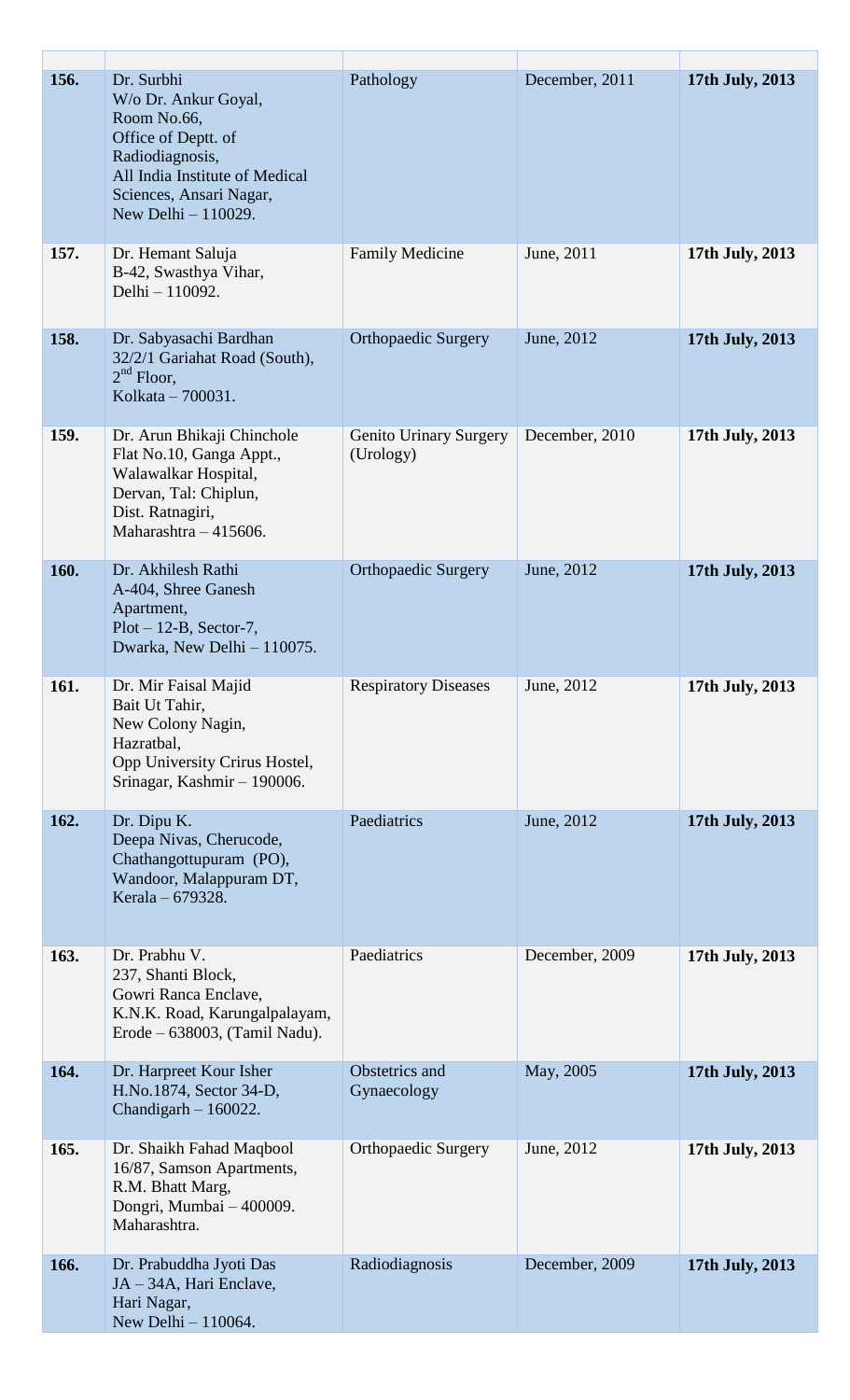| | | | | |
|---|---|---|---|---|
| **156.** | Dr. Surbhi<br>W/o Dr. Ankur Goyal,<br>Room No.66,<br>Office of Deptt. of Radiodiagnosis,<br>All India Institute of Medical Sciences, Ansari Nagar,<br>New Delhi – 110029. | Pathology | December, 2011 | **17th July, 2013** |
| **157.** | Dr. Hemant Saluja<br>B-42, Swasthya Vihar,<br>Delhi – 110092. | Family Medicine | June, 2011 | **17th July, 2013** |
| **158.** | Dr. Sabyasachi Bardhan<br>32/2/1 Gariahat Road (South),<br>2nd Floor,<br>Kolkata – 700031. | Orthopaedic Surgery | June, 2012 | **17th July, 2013** |
| **159.** | Dr. Arun Bhikaji Chinchole<br>Flat No.10, Ganga Appt.,<br>Walawalkar Hospital,<br>Dervan, Tal: Chiplun,<br>Dist. Ratnagiri,<br>Maharashtra – 415606. | Genito Urinary Surgery (Urology) | December, 2010 | **17th July, 2013** |
| **160.** | Dr. Akhilesh Rathi<br>A-404, Shree Ganesh Apartment,<br>Plot – 12-B, Sector-7,<br>Dwarka, New Delhi – 110075. | Orthopaedic Surgery | June, 2012 | **17th July, 2013** |
| **161.** | Dr. Mir Faisal Majid<br>Bait Ut Tahir,<br>New Colony Nagin,<br>Hazratbal,<br>Opp University Crirus Hostel,<br>Srinagar, Kashmir – 190006. | Respiratory Diseases | June, 2012 | **17th July, 2013** |
| **162.** | Dr. Dipu K.<br>Deepa Nivas, Cherucode,<br>Chathangottupuram (PO),<br>Wandoor, Malappuram DT,<br>Kerala – 679328. | Paediatrics | June, 2012 | **17th July, 2013** |
| **163.** | Dr. Prabhu V.<br>237, Shanti Block,<br>Gowri Ranca Enclave,<br>K.N.K. Road, Karungalpalayam,<br>Erode – 638003, (Tamil Nadu). | Paediatrics | December, 2009 | **17th July, 2013** |
| **164.** | Dr. Harpreet Kour Isher<br>H.No.1874, Sector 34-D,<br>Chandigarh – 160022. | Obstetrics and Gynaecology | May, 2005 | **17th July, 2013** |
| **165.** | Dr. Shaikh Fahad Maqbool<br>16/87, Samson Apartments,<br>R.M. Bhatt Marg,<br>Dongri, Mumbai – 400009.<br>Maharashtra. | Orthopaedic Surgery | June, 2012 | **17th July, 2013** |
| **166.** | Dr. Prabuddha Jyoti Das<br>JA – 34A, Hari Enclave,<br>Hari Nagar,<br>New Delhi – 110064. | Radiodiagnosis | December, 2009 | **17th July, 2013** |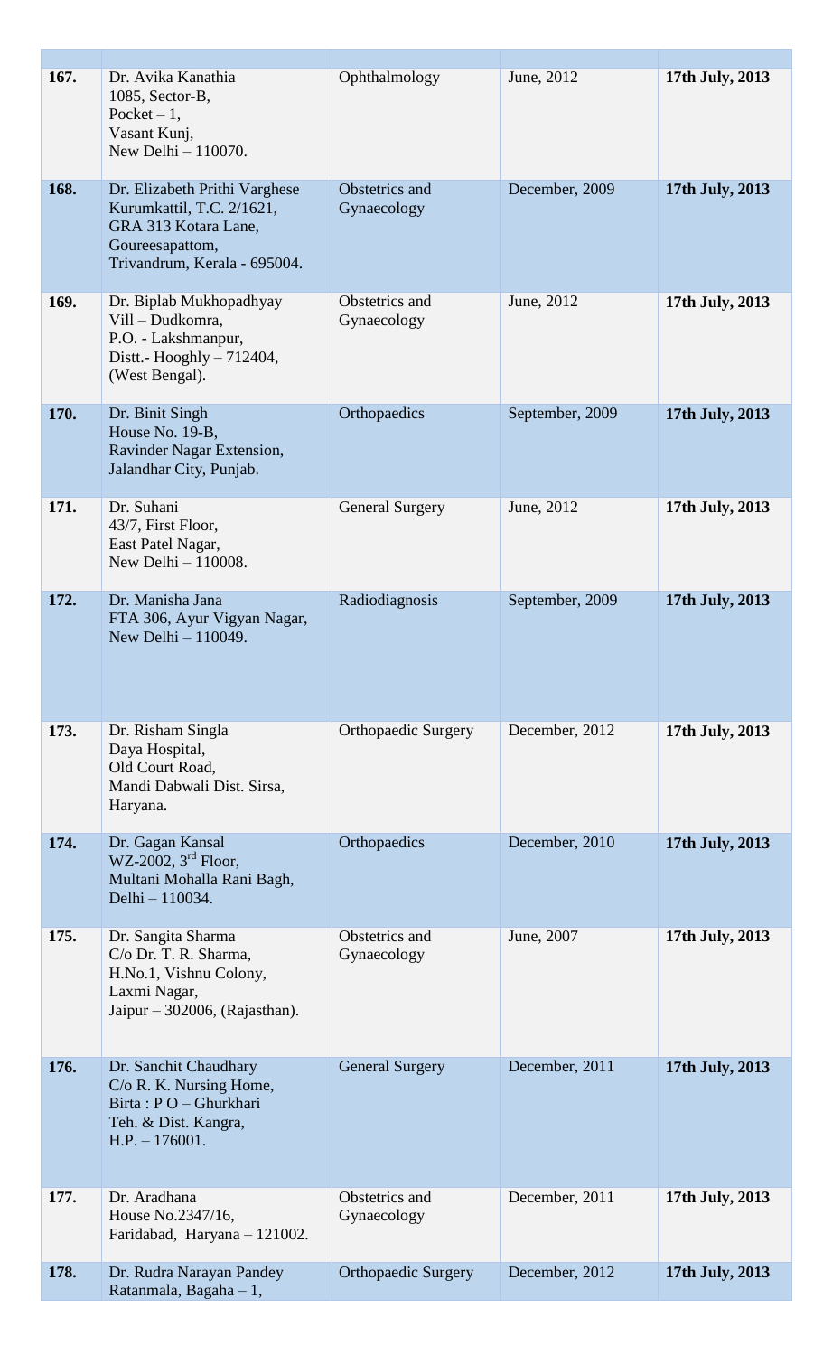| | | | | |
|---|---|---|---|---|
| **167.** | Dr. Avika Kanathia<br>1085, Sector-B,<br>Pocket – 1,<br>Vasant Kunj,<br>New Delhi – 110070. | Ophthalmology | June, 2012 | **17th July, 2013** |
| **168.** | Dr. Elizabeth Prithi Varghese<br>Kurumkattil, T.C. 2/1621,<br>GRA 313 Kotara Lane,<br>Goureesapattom,<br>Trivandrum, Kerala - 695004. | Obstetrics and Gynaecology | December, 2009 | **17th July, 2013** |
| **169.** | Dr. Biplab Mukhopadhyay<br>Vill – Dudkomra,<br>P.O. - Lakshmanpur,<br>Distt.- Hooghly – 712404,<br>(West Bengal). | Obstetrics and Gynaecology | June, 2012 | **17th July, 2013** |
| **170.** | Dr. Binit Singh<br>House No. 19-B,<br>Ravinder Nagar Extension,<br>Jalandhar City, Punjab. | Orthopaedics | September, 2009 | **17th July, 2013** |
| **171.** | Dr. Suhani<br>43/7, First Floor,<br>East Patel Nagar,<br>New Delhi – 110008. | General Surgery | June, 2012 | **17th July, 2013** |
| **172.** | Dr. Manisha Jana<br>FTA 306, Ayur Vigyan Nagar,<br>New Delhi – 110049. | Radiodiagnosis | September, 2009 | **17th July, 2013** |
| **173.** | Dr. Risham Singla<br>Daya Hospital,<br>Old Court Road,<br>Mandi Dabwali Dist. Sirsa,<br>Haryana. | Orthopaedic Surgery | December, 2012 | **17th July, 2013** |
| **174.** | Dr. Gagan Kansal<br>WZ-2002, 3rd Floor,<br>Multani Mohalla Rani Bagh,<br>Delhi – 110034. | Orthopaedics | December, 2010 | **17th July, 2013** |
| **175.** | Dr. Sangita Sharma<br>C/o Dr. T. R. Sharma,<br>H.No.1, Vishnu Colony,<br>Laxmi Nagar,<br>Jaipur – 302006, (Rajasthan). | Obstetrics and Gynaecology | June, 2007 | **17th July, 2013** |
| **176.** | Dr. Sanchit Chaudhary<br>C/o R. K. Nursing Home,<br>Birta : P O – Ghurkhari<br>Teh. & Dist. Kangra,<br>H.P. – 176001. | General Surgery | December, 2011 | **17th July, 2013** |
| **177.** | Dr. Aradhana<br>House No.2347/16,<br>Faridabad, Haryana – 121002. | Obstetrics and Gynaecology | December, 2011 | **17th July, 2013** |
| **178.** | Dr. Rudra Narayan Pandey<br>Ratanmala, Bagaha – 1, | Orthopaedic Surgery | December, 2012 | **17th July, 2013** |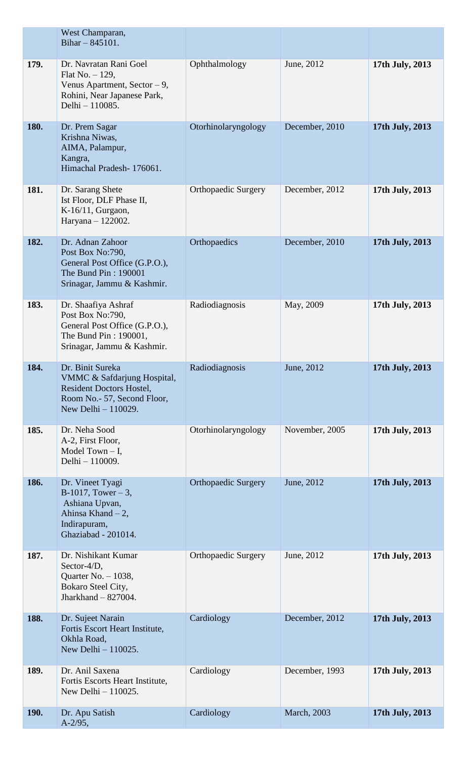| | | | | |
|---|---|---|---|---|
| | West Champaran, Bihar – 845101. | | | |
| **179.** | Dr. Navratan Rani Goel Flat No. – 129, Venus Apartment, Sector – 9, Rohini, Near Japanese Park, Delhi – 110085. | Ophthalmology | June, 2012 | **17th July, 2013** |
| **180.** | Dr. Prem Sagar Krishna Niwas, AIMA, Palampur, Kangra, Himachal Pradesh- 176061. | Otorhinolaryngology | December, 2010 | **17th July, 2013** |
| **181.** | Dr. Sarang Shete Ist Floor, DLF Phase II, K-16/11, Gurgaon, Haryana – 122002. | Orthopaedic Surgery | December, 2012 | **17th July, 2013** |
| **182.** | Dr. Adnan Zahoor Post Box No:790, General Post Office (G.P.O.), The Bund Pin : 190001 Srinagar, Jammu & Kashmir. | Orthopaedics | December, 2010 | **17th July, 2013** |
| **183.** | Dr. Shaafiya Ashraf Post Box No:790, General Post Office (G.P.O.), The Bund Pin : 190001, Srinagar, Jammu & Kashmir. | Radiodiagnosis | May, 2009 | **17th July, 2013** |
| **184.** | Dr. Binit Sureka VMMC & Safdarjung Hospital, Resident Doctors Hostel, Room No.- 57, Second Floor, New Delhi – 110029. | Radiodiagnosis | June, 2012 | **17th July, 2013** |
| **185.** | Dr. Neha Sood A-2, First Floor, Model Town – I, Delhi – 110009. | Otorhinolaryngology | November, 2005 | **17th July, 2013** |
| **186.** | Dr. Vineet Tyagi B-1017, Tower – 3, Ashiana Upvan, Ahinsa Khand – 2, Indirapuram, Ghaziabad - 201014. | Orthopaedic Surgery | June, 2012 | **17th July, 2013** |
| **187.** | Dr. Nishikant Kumar Sector-4/D, Quarter No. – 1038, Bokaro Steel City, Jharkhand – 827004. | Orthopaedic Surgery | June, 2012 | **17th July, 2013** |
| **188.** | Dr. Sujeet Narain Fortis Escort Heart Institute, Okhla Road, New Delhi – 110025. | Cardiology | December, 2012 | **17th July, 2013** |
| **189.** | Dr. Anil Saxena Fortis Escorts Heart Institute, New Delhi – 110025. | Cardiology | December, 1993 | **17th July, 2013** |
| **190.** | Dr. Apu Satish A-2/95, | Cardiology | March, 2003 | **17th July, 2013** |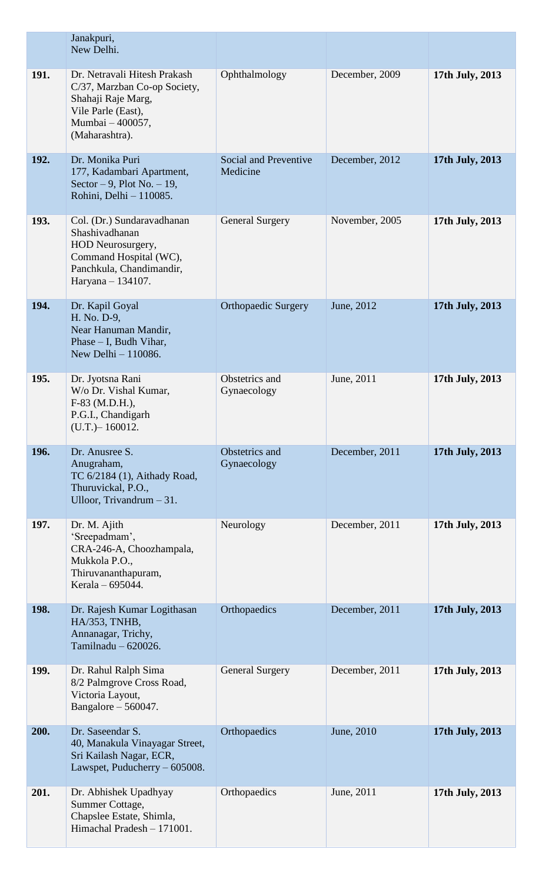|  |  |  |  |  |
|---|---|---|---|---|
|  | Janakpuri, New Delhi. |  |  |  |
| **191.** | Dr. Netravali Hitesh Prakash C/37, Marzban Co-op Society, Shahaji Raje Marg, Vile Parle (East), Mumbai – 400057, (Maharashtra). | Ophthalmology | December, 2009 | **17th July, 2013** |
| **192.** | Dr. Monika Puri 177, Kadambari Apartment, Sector – 9, Plot No. – 19, Rohini, Delhi – 110085. | Social and Preventive Medicine | December, 2012 | **17th July, 2013** |
| **193.** | Col. (Dr.) Sundaravadhanan Shashivadhanan HOD Neurosurgery, Command Hospital (WC), Panchkula, Chandimandir, Haryana – 134107. | General Surgery | November, 2005 | **17th July, 2013** |
| **194.** | Dr. Kapil Goyal H. No. D-9, Near Hanuman Mandir, Phase – I, Budh Vihar, New Delhi – 110086. | Orthopaedic Surgery | June, 2012 | **17th July, 2013** |
| **195.** | Dr. Jyotsna Rani W/o Dr. Vishal Kumar, F-83 (M.D.H.), P.G.I., Chandigarh (U.T.)– 160012. | Obstetrics and Gynaecology | June, 2011 | **17th July, 2013** |
| **196.** | Dr. Anusree S. Anugraham, TC 6/2184 (1), Aithady Road, Thuruvickal, P.O., Ulloor, Trivandrum – 31. | Obstetrics and Gynaecology | December, 2011 | **17th July, 2013** |
| **197.** | Dr. M. Ajith 'Sreepadmam', CRA-246-A, Choozhampala, Mukkola P.O., Thiruvananthapuram, Kerala – 695044. | Neurology | December, 2011 | **17th July, 2013** |
| **198.** | Dr. Rajesh Kumar Logithasan HA/353, TNHB, Annanagar, Trichy, Tamilnadu – 620026. | Orthopaedics | December, 2011 | **17th July, 2013** |
| **199.** | Dr. Rahul Ralph Sima 8/2 Palmgrove Cross Road, Victoria Layout, Bangalore – 560047. | General Surgery | December, 2011 | **17th July, 2013** |
| **200.** | Dr. Saseendar S. 40, Manakula Vinayagar Street, Sri Kailash Nagar, ECR, Lawspet, Puducherry – 605008. | Orthopaedics | June, 2010 | **17th July, 2013** |
| **201.** | Dr. Abhishek Upadhyay Summer Cottage, Chapslee Estate, Shimla, Himachal Pradesh – 171001. | Orthopaedics | June, 2011 | **17th July, 2013** |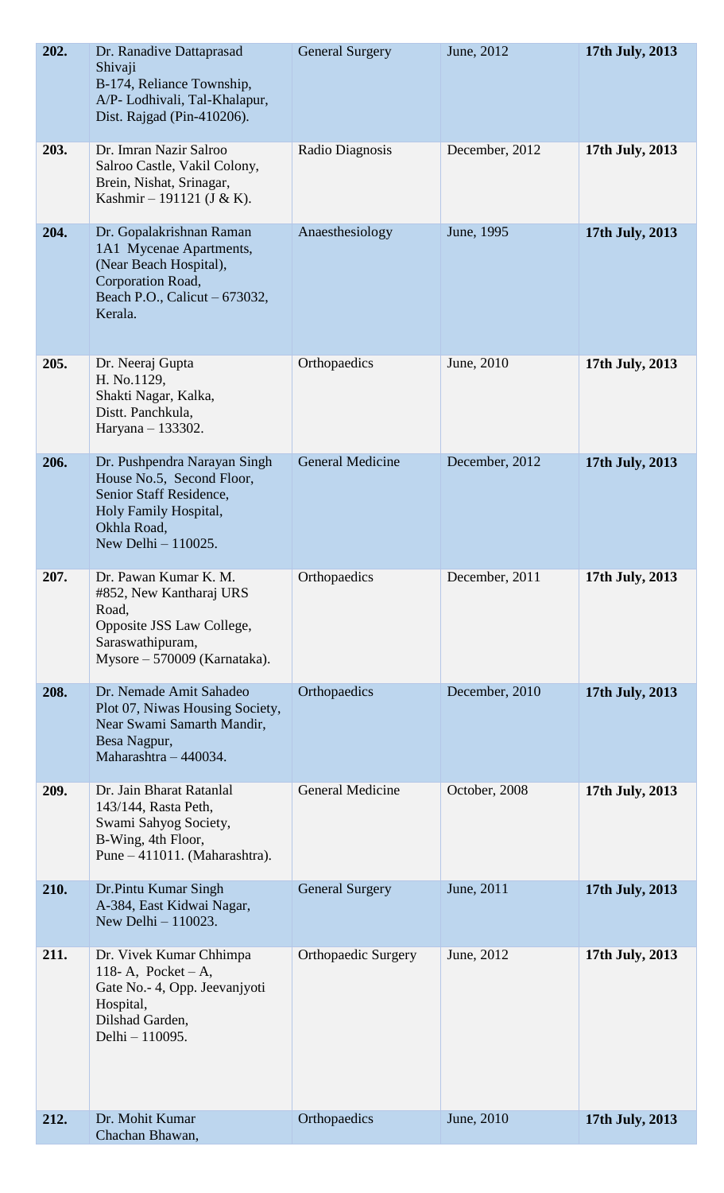| | | | | |
|---|---|---|---|---|
| **202.** | Dr. Ranadive Dattaprasad Shivaji<br>B-174, Reliance Township, A/P- Lodhivali, Tal-Khalapur, Dist. Rajgad (Pin-410206). | General Surgery | June, 2012 | **17th July, 2013** |
| **203.** | Dr. Imran Nazir Salroo<br>Salroo Castle, Vakil Colony, Brein, Nishat, Srinagar, Kashmir – 191121 (J & K). | Radio Diagnosis | December, 2012 | **17th July, 2013** |
| **204.** | Dr. Gopalakrishnan Raman<br>1A1 Mycenae Apartments, (Near Beach Hospital), Corporation Road, Beach P.O., Calicut – 673032, Kerala. | Anaesthesiology | June, 1995 | **17th July, 2013** |
| **205.** | Dr. Neeraj Gupta<br>H. No.1129, Shakti Nagar, Kalka, Distt. Panchkula, Haryana – 133302. | Orthopaedics | June, 2010 | **17th July, 2013** |
| **206.** | Dr. Pushpendra Narayan Singh<br>House No.5, Second Floor, Senior Staff Residence, Holy Family Hospital, Okhla Road, New Delhi – 110025. | General Medicine | December, 2012 | **17th July, 2013** |
| **207.** | Dr. Pawan Kumar K. M.<br>#852, New Kantharaj URS Road, Opposite JSS Law College, Saraswathipuram, Mysore – 570009 (Karnataka). | Orthopaedics | December, 2011 | **17th July, 2013** |
| **208.** | Dr. Nemade Amit Sahadeo<br>Plot 07, Niwas Housing Society, Near Swami Samarth Mandir, Besa Nagpur, Maharashtra – 440034. | Orthopaedics | December, 2010 | **17th July, 2013** |
| **209.** | Dr. Jain Bharat Ratanlal<br>143/144, Rasta Peth, Swami Sahyog Society, B-Wing, 4th Floor, Pune – 411011. (Maharashtra). | General Medicine | October, 2008 | **17th July, 2013** |
| **210.** | Dr.Pintu Kumar Singh<br>A-384, East Kidwai Nagar, New Delhi – 110023. | General Surgery | June, 2011 | **17th July, 2013** |
| **211.** | Dr. Vivek Kumar Chhimpa<br>118- A, Pocket – A, Gate No.- 4, Opp. Jeevanjyoti Hospital, Dilshad Garden, Delhi – 110095. | Orthopaedic Surgery | June, 2012 | **17th July, 2013** |
| **212.** | Dr. Mohit Kumar<br>Chachan Bhawan, | Orthopaedics | June, 2010 | **17th July, 2013** |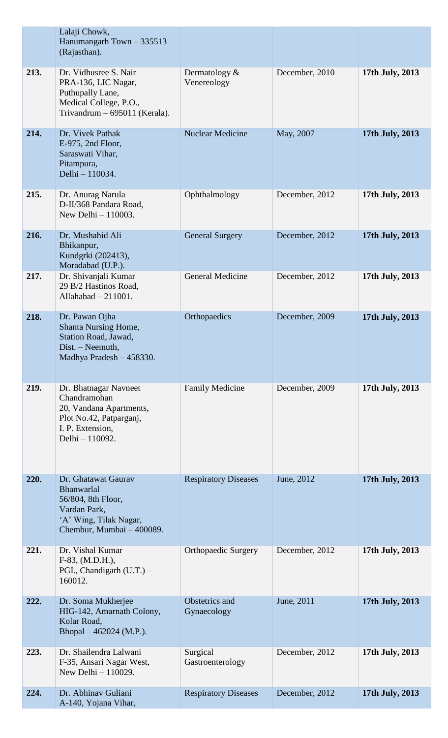|  |  |  |  |  |
|---|---|---|---|---|
|  | Lalaji Chowk, Hanumangarh Town – 335513 (Rajasthan). |  |  |  |
| **213.** | Dr. Vidhusree S. Nair PRA-136, LIC Nagar, Puthupally Lane, Medical College, P.O., Trivandrum – 695011 (Kerala). | Dermatology & Venereology | December, 2010 | **17th July, 2013** |
| **214.** | Dr. Vivek Pathak E-975, 2nd Floor, Saraswati Vihar, Pitampura, Delhi – 110034. | Nuclear Medicine | May, 2007 | **17th July, 2013** |
| **215.** | Dr. Anurag Narula D-II/368 Pandara Road, New Delhi – 110003. | Ophthalmology | December, 2012 | **17th July, 2013** |
| **216.** | Dr. Mushahid Ali Bhikanpur, Kundgrki (202413), Moradabad (U.P.). | General Surgery | December, 2012 | **17th July, 2013** |
| **217.** | Dr. Shivanjali Kumar 29 B/2 Hastinos Road, Allahabad – 211001. | General Medicine | December, 2012 | **17th July, 2013** |
| **218.** | Dr. Pawan Ojha Shanta Nursing Home, Station Road, Jawad, Dist. – Neemuth, Madhya Pradesh – 458330. | Orthopaedics | December, 2009 | **17th July, 2013** |
| **219.** | Dr. Bhatnagar Navneet Chandramohan 20, Vandana Apartments, Plot No.42, Patparganj, I. P. Extension, Delhi – 110092. | Family Medicine | December, 2009 | **17th July, 2013** |
| **220.** | Dr. Ghatawat Gaurav Bhanwarlal 56/804, 8th Floor, Vardan Park, 'A' Wing, Tilak Nagar, Chembur, Mumbai – 400089. | Respiratory Diseases | June, 2012 | **17th July, 2013** |
| **221.** | Dr. Vishal Kumar F-83, (M.D.H.), PGI., Chandigarh (U.T.) – 160012. | Orthopaedic Surgery | December, 2012 | **17th July, 2013** |
| **222.** | Dr. Soma Mukherjee HIG-142, Amarnath Colony, Kolar Road, Bhopal – 462024 (M.P.). | Obstetrics and Gynaecology | June, 2011 | **17th July, 2013** |
| **223.** | Dr. Shailendra Lalwani F-35, Ansari Nagar West, New Delhi – 110029. | Surgical Gastroenterology | December, 2012 | **17th July, 2013** |
| **224.** | Dr. Abhinav Guliani A-140, Yojana Vihar, | Respiratory Diseases | December, 2012 | **17th July, 2013** |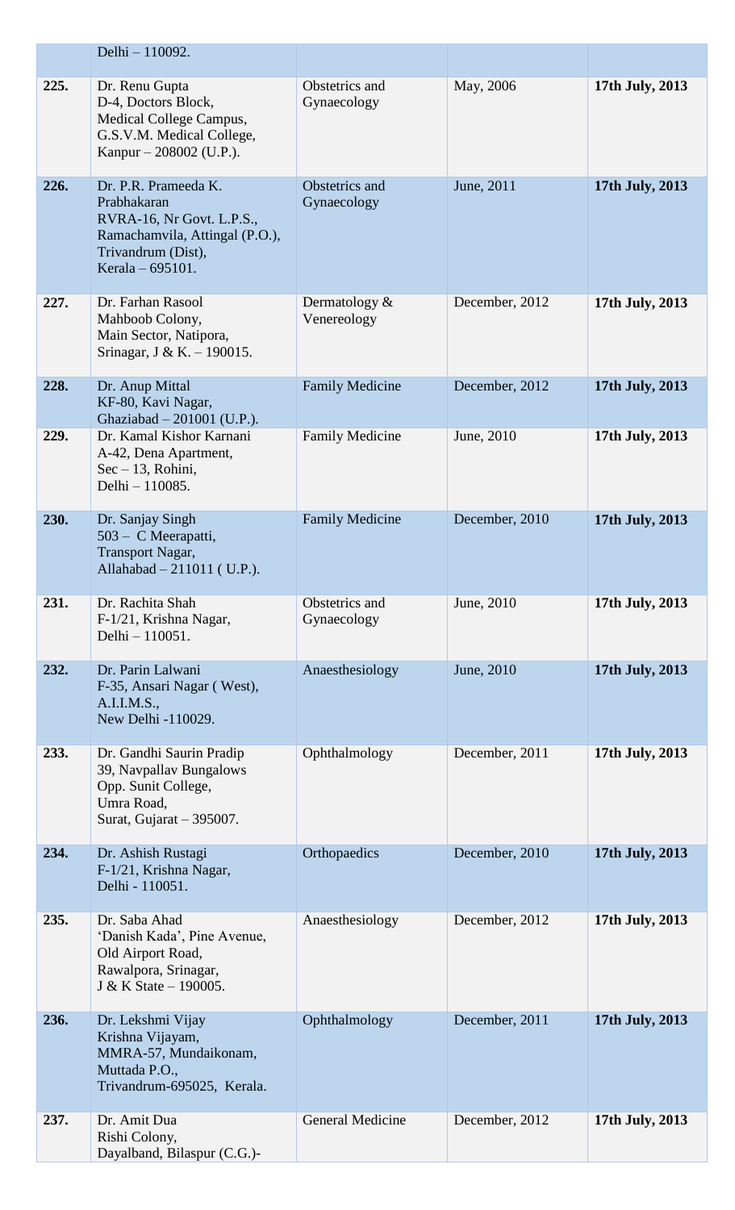|  |  |  |  |  |
|---|---|---|---|---|
|  | Delhi – 110092. |  |  |  |
| **225.** | Dr. Renu Gupta<br>D-4, Doctors Block,<br>Medical College Campus,<br>G.S.V.M. Medical College,<br>Kanpur – 208002 (U.P.). | Obstetrics and Gynaecology | May, 2006 | **17th July, 2013** |
| **226.** | Dr. P.R. Prameeda K. Prabhakaran<br>RVRA-16, Nr Govt. L.P.S.,<br>Ramachamvila, Attingal (P.O.),<br>Trivandrum (Dist),<br>Kerala – 695101. | Obstetrics and Gynaecology | June, 2011 | **17th July, 2013** |
| **227.** | Dr. Farhan Rasool<br>Mahboob Colony,<br>Main Sector, Natipora,<br>Srinagar, J & K. – 190015. | Dermatology & Venereology | December, 2012 | **17th July, 2013** |
| **228.** | Dr. Anup Mittal<br>KF-80, Kavi Nagar,<br>Ghaziabad – 201001 (U.P.). | Family Medicine | December, 2012 | **17th July, 2013** |
| **229.** | Dr. Kamal Kishor Karnani<br>A-42, Dena Apartment,<br>Sec – 13, Rohini,<br>Delhi – 110085. | Family Medicine | June, 2010 | **17th July, 2013** |
| **230.** | Dr. Sanjay Singh<br>503 – C Meerapatti,<br>Transport Nagar,<br>Allahabad – 211011 ( U.P.). | Family Medicine | December, 2010 | **17th July, 2013** |
| **231.** | Dr. Rachita Shah<br>F-1/21, Krishna Nagar,<br>Delhi – 110051. | Obstetrics and Gynaecology | June, 2010 | **17th July, 2013** |
| **232.** | Dr. Parin Lalwani<br>F-35, Ansari Nagar ( West),<br>A.I.I.M.S.,<br>New Delhi -110029. | Anaesthesiology | June, 2010 | **17th July, 2013** |
| **233.** | Dr. Gandhi Saurin Pradip<br>39, Navpallav Bungalows<br>Opp. Sunit College,<br>Umra Road,<br>Surat, Gujarat – 395007. | Ophthalmology | December, 2011 | **17th July, 2013** |
| **234.** | Dr. Ashish Rustagi<br>F-1/21, Krishna Nagar,<br>Delhi - 110051. | Orthopaedics | December, 2010 | **17th July, 2013** |
| **235.** | Dr. Saba Ahad<br>'Danish Kada', Pine Avenue,<br>Old Airport Road,<br>Rawalpora, Srinagar,<br>J & K State – 190005. | Anaesthesiology | December, 2012 | **17th July, 2013** |
| **236.** | Dr. Lekshmi Vijay<br>Krishna Vijayam,<br>MMRA-57, Mundaikonam,<br>Muttada P.O.,<br>Trivandrum-695025, Kerala. | Ophthalmology | December, 2011 | **17th July, 2013** |
| **237.** | Dr. Amit Dua<br>Rishi Colony,<br>Dayalband, Bilaspur (C.G.)- | General Medicine | December, 2012 | **17th July, 2013** |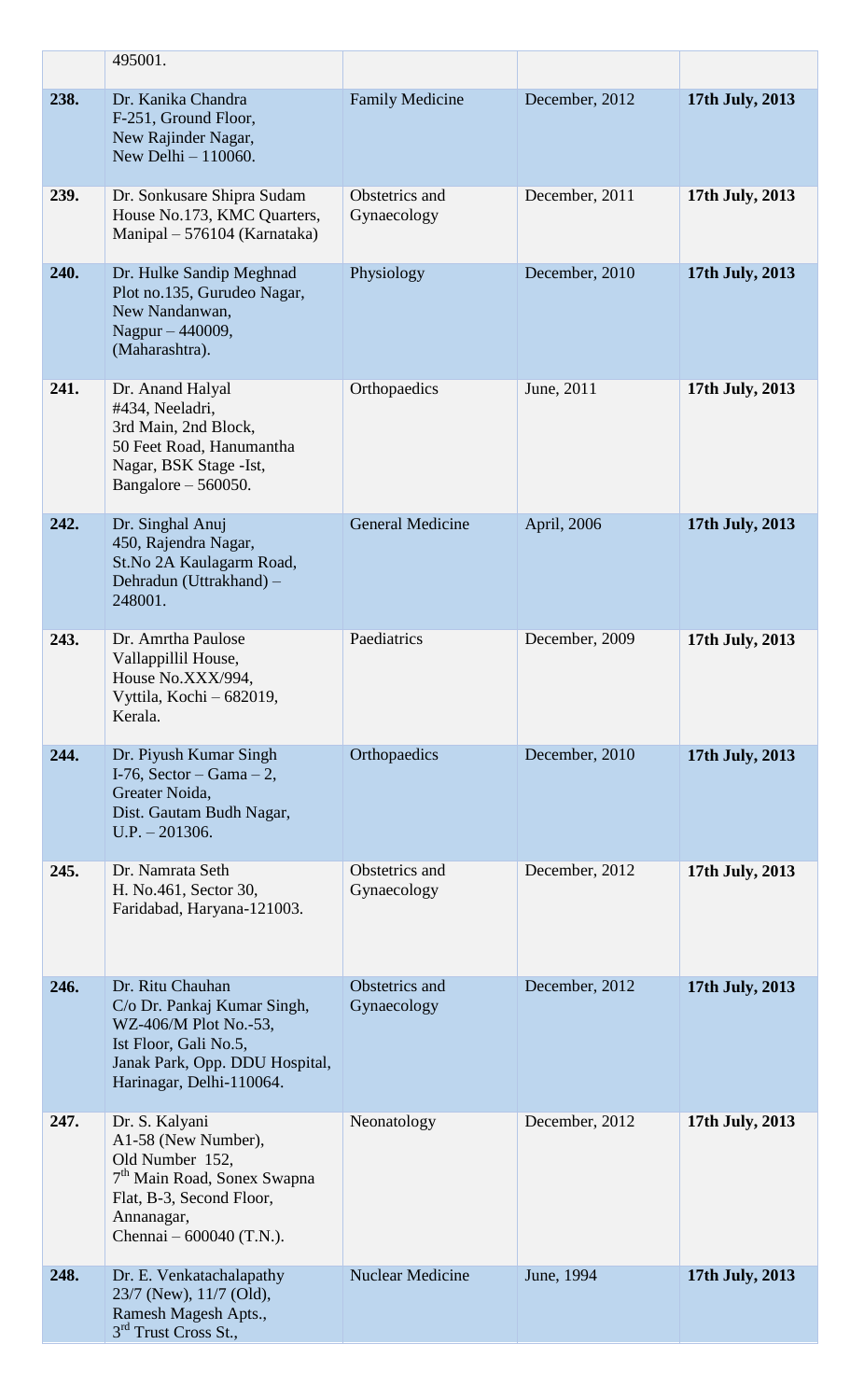| | | | | |
|---|---|---|---|---|
| | 495001. | | | |
| **238.** | Dr. Kanika Chandra<br>F-251, Ground Floor,<br>New Rajinder Nagar,<br>New Delhi – 110060. | Family Medicine | December, 2012 | **17th July, 2013** |
| **239.** | Dr. Sonkusare Shipra Sudam<br>House No.173, KMC Quarters,<br>Manipal – 576104 (Karnataka) | Obstetrics and Gynaecology | December, 2011 | **17th July, 2013** |
| **240.** | Dr. Hulke Sandip Meghnad<br>Plot no.135, Gurudeo Nagar,<br>New Nandanwan,<br>Nagpur – 440009,<br>(Maharashtra). | Physiology | December, 2010 | **17th July, 2013** |
| **241.** | Dr. Anand Halyal<br>#434, Neeladri,<br>3rd Main, 2nd Block,<br>50 Feet Road, Hanumantha Nagar, BSK Stage -Ist,<br>Bangalore – 560050. | Orthopaedics | June, 2011 | **17th July, 2013** |
| **242.** | Dr. Singhal Anuj<br>450, Rajendra Nagar,<br>St.No 2A Kaulagarm Road,<br>Dehradun (Uttrakhand) – 248001. | General Medicine | April, 2006 | **17th July, 2013** |
| **243.** | Dr. Amrtha Paulose<br>Vallappillil House,<br>House No.XXX/994,<br>Vyttila, Kochi – 682019,<br>Kerala. | Paediatrics | December, 2009 | **17th July, 2013** |
| **244.** | Dr. Piyush Kumar Singh<br>I-76, Sector – Gama – 2,<br>Greater Noida,<br>Dist. Gautam Budh Nagar,<br>U.P. – 201306. | Orthopaedics | December, 2010 | **17th July, 2013** |
| **245.** | Dr. Namrata Seth<br>H. No.461, Sector 30,<br>Faridabad, Haryana-121003. | Obstetrics and Gynaecology | December, 2012 | **17th July, 2013** |
| **246.** | Dr. Ritu Chauhan<br>C/o Dr. Pankaj Kumar Singh,<br>WZ-406/M Plot No.-53,<br>Ist Floor, Gali No.5,<br>Janak Park, Opp. DDU Hospital,<br>Harinagar, Delhi-110064. | Obstetrics and Gynaecology | December, 2012 | **17th July, 2013** |
| **247.** | Dr. S. Kalyani<br>A1-58 (New Number),<br>Old Number 152,<br>7th Main Road, Sonex Swapna Flat, B-3, Second Floor,<br>Annanagar,<br>Chennai – 600040 (T.N.). | Neonatology | December, 2012 | **17th July, 2013** |
| **248.** | Dr. E. Venkatachalapathy<br>23/7 (New), 11/7 (Old),<br>Ramesh Magesh Apts.,<br>3rd Trust Cross St., | Nuclear Medicine | June, 1994 | **17th July, 2013** |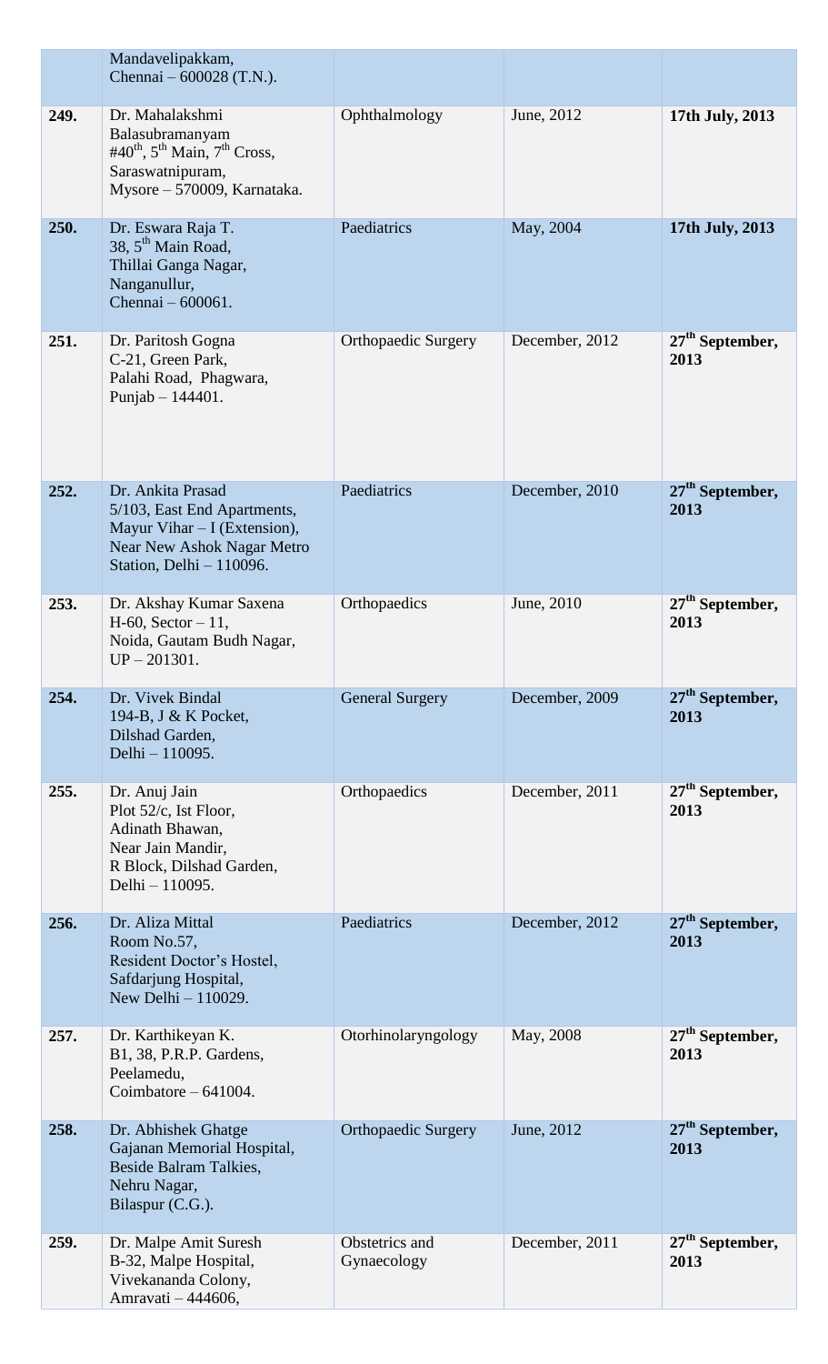|  |  |  |  |  |
|---|---|---|---|---|
|  | Mandavelipakkam, Chennai – 600028 (T.N.). |  |  |  |
| **249.** | Dr. Mahalakshmi Balasubramanyam #40th, 5th Main, 7th Cross, Saraswatnipuram, Mysore – 570009, Karnataka. | Ophthalmology | June, 2012 | **17th July, 2013** |
| **250.** | Dr. Eswara Raja T. 38, 5th Main Road, Thillai Ganga Nagar, Nanganullur, Chennai – 600061. | Paediatrics | May, 2004 | **17th July, 2013** |
| **251.** | Dr. Paritosh Gogna C-21, Green Park, Palahi Road, Phagwara, Punjab – 144401. | Orthopaedic Surgery | December, 2012 | **27th September, 2013** |
| **252.** | Dr. Ankita Prasad 5/103, East End Apartments, Mayur Vihar – I (Extension), Near New Ashok Nagar Metro Station, Delhi – 110096. | Paediatrics | December, 2010 | **27th September, 2013** |
| **253.** | Dr. Akshay Kumar Saxena H-60, Sector – 11, Noida, Gautam Budh Nagar, UP – 201301. | Orthopaedics | June, 2010 | **27th September, 2013** |
| **254.** | Dr. Vivek Bindal 194-B, J & K Pocket, Dilshad Garden, Delhi – 110095. | General Surgery | December, 2009 | **27th September, 2013** |
| **255.** | Dr. Anuj Jain Plot 52/c, Ist Floor, Adinath Bhawan, Near Jain Mandir, R Block, Dilshad Garden, Delhi – 110095. | Orthopaedics | December, 2011 | **27th September, 2013** |
| **256.** | Dr. Aliza Mittal Room No.57, Resident Doctor's Hostel, Safdarjung Hospital, New Delhi – 110029. | Paediatrics | December, 2012 | **27th September, 2013** |
| **257.** | Dr. Karthikeyan K. B1, 38, P.R.P. Gardens, Peelamedu, Coimbatore – 641004. | Otorhinolaryngology | May, 2008 | **27th September, 2013** |
| **258.** | Dr. Abhishek Ghatge Gajanan Memorial Hospital, Beside Balram Talkies, Nehru Nagar, Bilaspur (C.G.). | Orthopaedic Surgery | June, 2012 | **27th September, 2013** |
| **259.** | Dr. Malpe Amit Suresh B-32, Malpe Hospital, Vivekananda Colony, Amravati – 444606, | Obstetrics and Gynaecology | December, 2011 | **27th September, 2013** |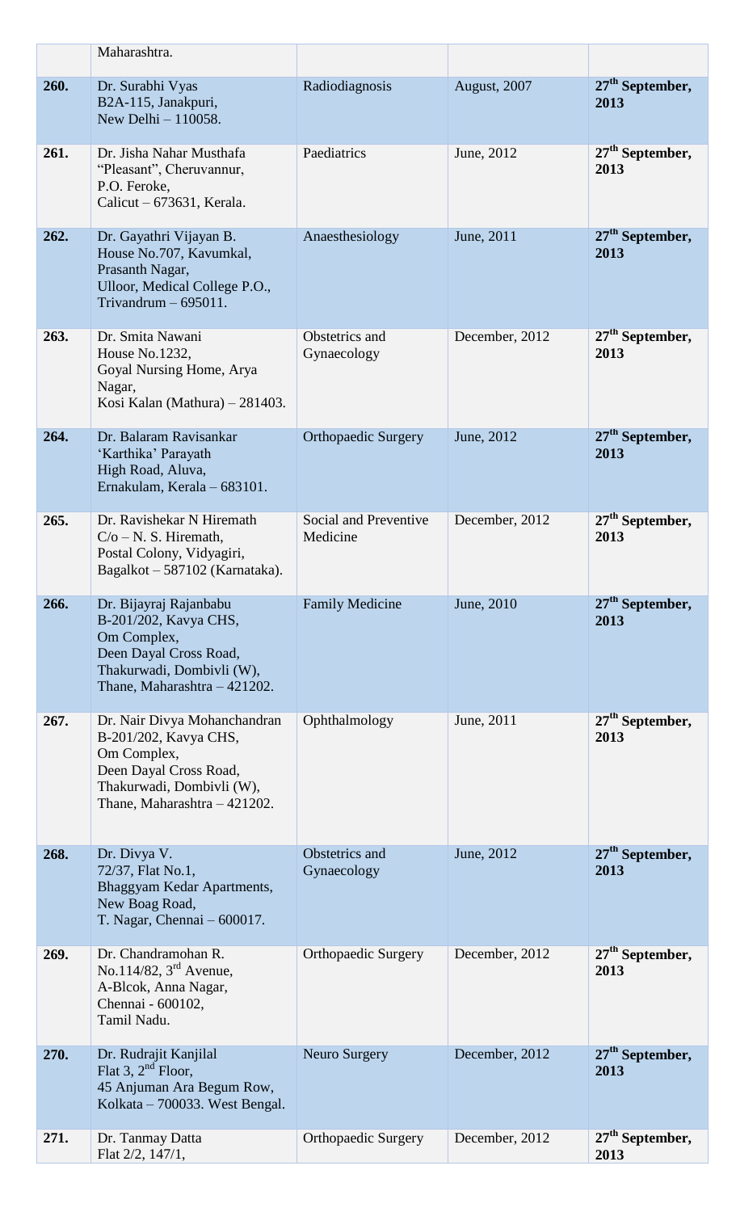| | | | | |
|---|---|---|---|---|
| | Maharashtra. | | | |
| **260.** | Dr. Surabhi Vyas<br>B2A-115, Janakpuri,<br>New Delhi – 110058. | Radiodiagnosis | August, 2007 | **27th September, 2013** |
| **261.** | Dr. Jisha Nahar Musthafa<br>"Pleasant", Cheruvannur,<br>P.O. Feroke,<br>Calicut – 673631, Kerala. | Paediatrics | June, 2012 | **27th September, 2013** |
| **262.** | Dr. Gayathri Vijayan B.<br>House No.707, Kavumkal,<br>Prasanth Nagar,<br>Ulloor, Medical College P.O.,<br>Trivandrum – 695011. | Anaesthesiology | June, 2011 | **27th September, 2013** |
| **263.** | Dr. Smita Nawani<br>House No.1232,<br>Goyal Nursing Home, Arya Nagar,<br>Kosi Kalan (Mathura) – 281403. | Obstetrics and Gynaecology | December, 2012 | **27th September, 2013** |
| **264.** | Dr. Balaram Ravisankar<br>'Karthika' Parayath<br>High Road, Aluva,<br>Ernakulam, Kerala – 683101. | Orthopaedic Surgery | June, 2012 | **27th September, 2013** |
| **265.** | Dr. Ravishekar N Hiremath<br>C/o – N. S. Hiremath,<br>Postal Colony, Vidyagiri,<br>Bagalkot – 587102 (Karnataka). | Social and Preventive Medicine | December, 2012 | **27th September, 2013** |
| **266.** | Dr. Bijayraj Rajanbabu<br>B-201/202, Kavya CHS,<br>Om Complex,<br>Deen Dayal Cross Road,<br>Thakurwadi, Dombivli (W),<br>Thane, Maharashtra – 421202. | Family Medicine | June, 2010 | **27th September, 2013** |
| **267.** | Dr. Nair Divya Mohanchandran<br>B-201/202, Kavya CHS,<br>Om Complex,<br>Deen Dayal Cross Road,<br>Thakurwadi, Dombivli (W),<br>Thane, Maharashtra – 421202. | Ophthalmology | June, 2011 | **27th September, 2013** |
| **268.** | Dr. Divya V.<br>72/37, Flat No.1,<br>Bhaggyam Kedar Apartments,<br>New Boag Road,<br>T. Nagar, Chennai – 600017. | Obstetrics and Gynaecology | June, 2012 | **27th September, 2013** |
| **269.** | Dr. Chandramohan R.<br>No.114/82, 3rd Avenue,<br>A-Blcok, Anna Nagar,<br>Chennai - 600102,<br>Tamil Nadu. | Orthopaedic Surgery | December, 2012 | **27th September, 2013** |
| **270.** | Dr. Rudrajit Kanjilal<br>Flat 3, 2nd Floor,<br>45 Anjuman Ara Begum Row,<br>Kolkata – 700033. West Bengal. | Neuro Surgery | December, 2012 | **27th September, 2013** |
| **271.** | Dr. Tanmay Datta<br>Flat 2/2, 147/1, | Orthopaedic Surgery | December, 2012 | **27th September, 2013** |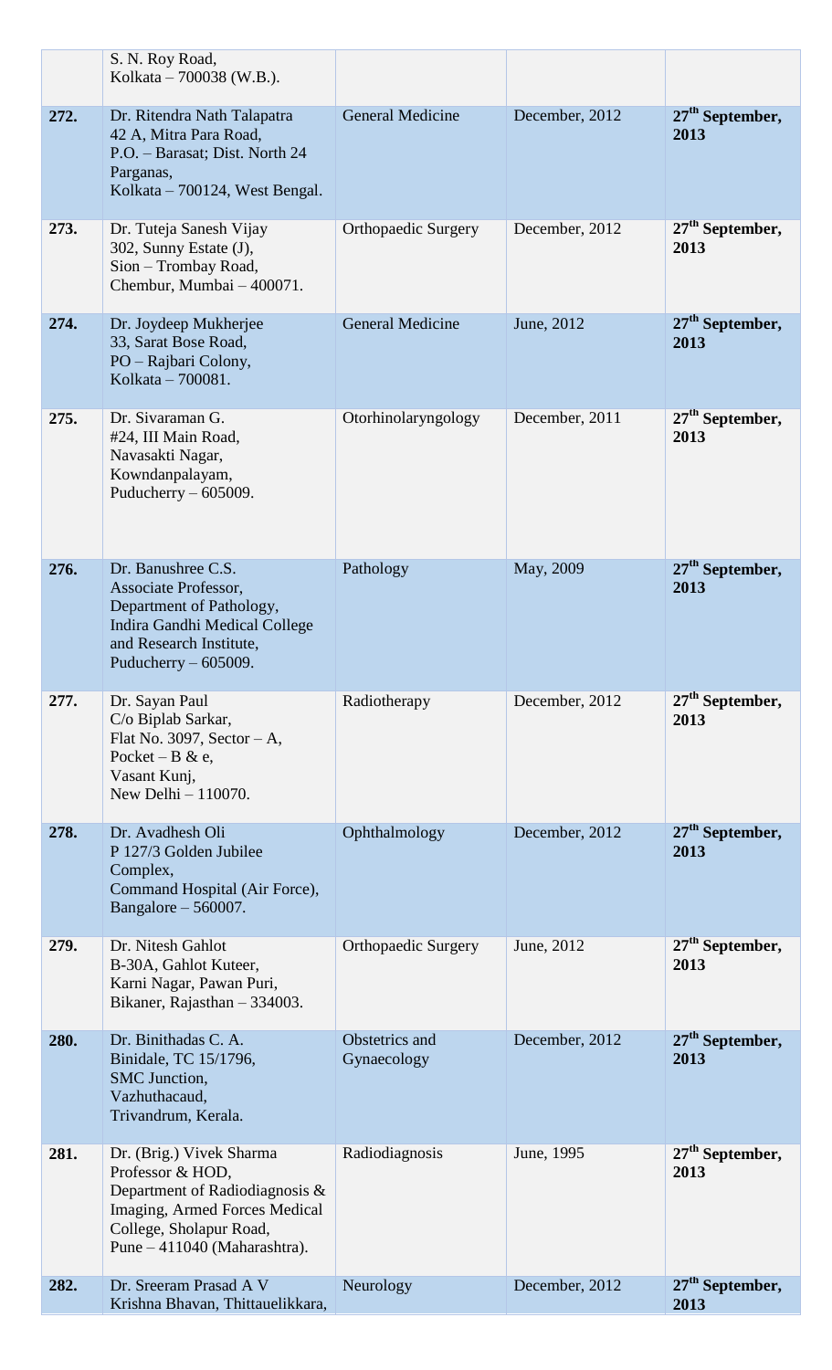|  |  |  |  |  |
|---|---|---|---|---|
|  | S. N. Roy Road,<br>Kolkata – 700038 (W.B.). |  |  |  |
| **272.** | Dr. Ritendra Nath Talapatra<br>42 A, Mitra Para Road,<br>P.O. – Barasat; Dist. North 24 Parganas,<br>Kolkata – 700124, West Bengal. | General Medicine | December, 2012 | **27th September, 2013** |
| **273.** | Dr. Tuteja Sanesh Vijay<br>302, Sunny Estate (J),<br>Sion – Trombay Road,<br>Chembur, Mumbai – 400071. | Orthopaedic Surgery | December, 2012 | **27th September, 2013** |
| **274.** | Dr. Joydeep Mukherjee<br>33, Sarat Bose Road,<br>PO – Rajbari Colony,<br>Kolkata – 700081. | General Medicine | June, 2012 | **27th September, 2013** |
| **275.** | Dr. Sivaraman G.<br>#24, III Main Road,<br>Navasakti Nagar,<br>Kowndanpalayam,<br>Puducherry – 605009. | Otorhinolaryngology | December, 2011 | **27th September, 2013** |
| **276.** | Dr. Banushree C.S.<br>Associate Professor,<br>Department of Pathology,<br>Indira Gandhi Medical College and Research Institute,<br>Puducherry – 605009. | Pathology | May, 2009 | **27th September, 2013** |
| **277.** | Dr. Sayan Paul<br>C/o Biplab Sarkar,<br>Flat No. 3097, Sector – A,<br>Pocket – B & e,<br>Vasant Kunj,<br>New Delhi – 110070. | Radiotherapy | December, 2012 | **27th September, 2013** |
| **278.** | Dr. Avadhesh Oli<br>P 127/3 Golden Jubilee Complex,<br>Command Hospital (Air Force),<br>Bangalore – 560007. | Ophthalmology | December, 2012 | **27th September, 2013** |
| **279.** | Dr. Nitesh Gahlot<br>B-30A, Gahlot Kuteer,<br>Karni Nagar, Pawan Puri,<br>Bikaner, Rajasthan – 334003. | Orthopaedic Surgery | June, 2012 | **27th September, 2013** |
| **280.** | Dr. Binithadas C. A.<br>Binidale, TC 15/1796,<br>SMC Junction,<br>Vazhuthacaud,<br>Trivandrum, Kerala. | Obstetrics and Gynaecology | December, 2012 | **27th September, 2013** |
| **281.** | Dr. (Brig.) Vivek Sharma<br>Professor & HOD,<br>Department of Radiodiagnosis & Imaging, Armed Forces Medical College, Sholapur Road,<br>Pune – 411040 (Maharashtra). | Radiodiagnosis | June, 1995 | **27th September, 2013** |
| **282.** | Dr. Sreeram Prasad A V<br>Krishna Bhavan, Thittauelikkara, | Neurology | December, 2012 | **27th September, 2013** |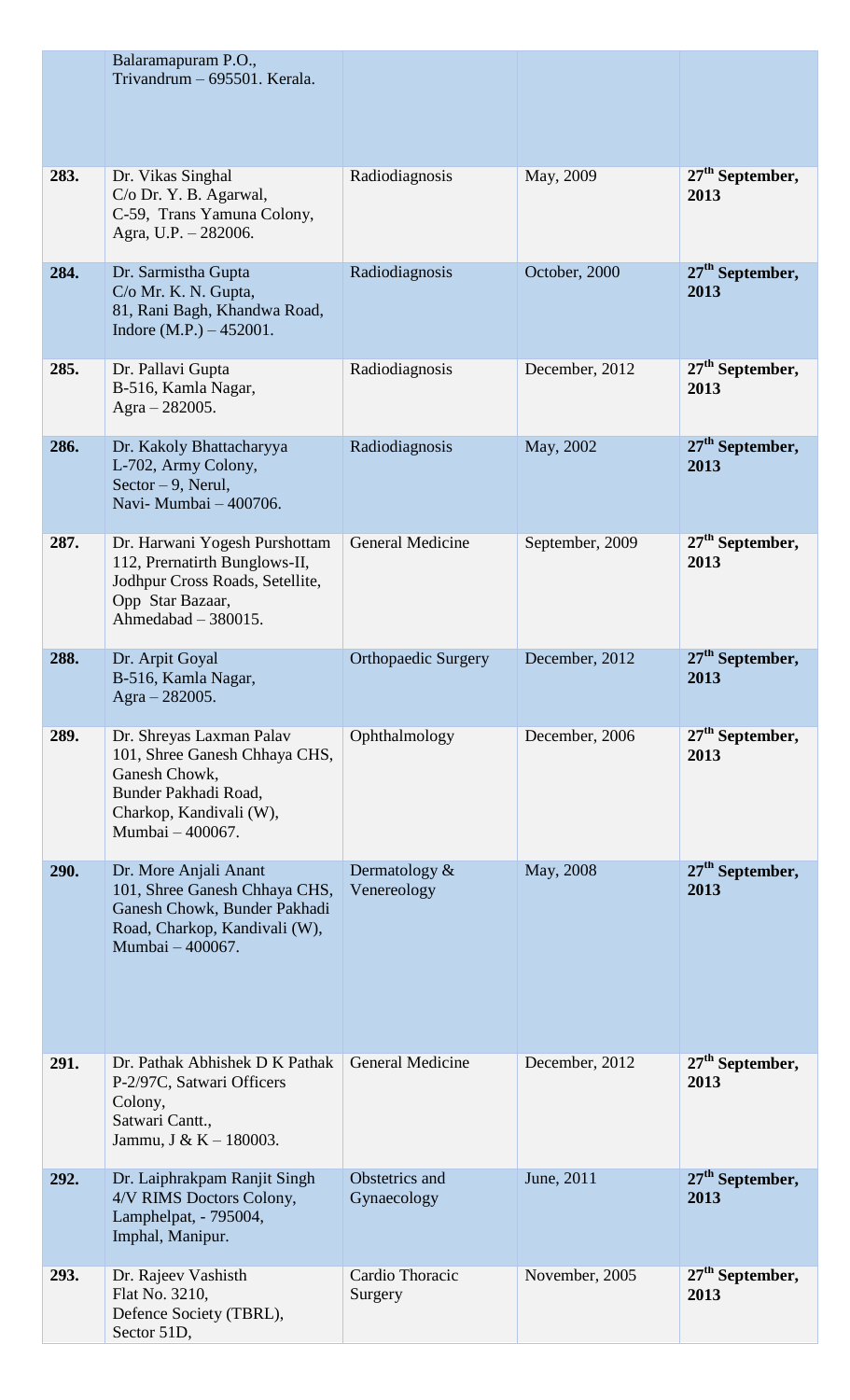|  |  |  |  |  |
|---|---|---|---|---|
|  | Balaramapuram P.O., Trivandrum – 695501. Kerala. |  |  |  |
| **283.** | Dr. Vikas Singhal C/o Dr. Y. B. Agarwal, C-59, Trans Yamuna Colony, Agra, U.P. – 282006. | Radiodiagnosis | May, 2009 | **27th September, 2013** |
| **284.** | Dr. Sarmistha Gupta C/o Mr. K. N. Gupta, 81, Rani Bagh, Khandwa Road, Indore (M.P.) – 452001. | Radiodiagnosis | October, 2000 | **27th September, 2013** |
| **285.** | Dr. Pallavi Gupta B-516, Kamla Nagar, Agra – 282005. | Radiodiagnosis | December, 2012 | **27th September, 2013** |
| **286.** | Dr. Kakoly Bhattacharyya L-702, Army Colony, Sector – 9, Nerul, Navi- Mumbai – 400706. | Radiodiagnosis | May, 2002 | **27th September, 2013** |
| **287.** | Dr. Harwani Yogesh Purshottam 112, Prernatirth Bunglows-II, Jodhpur Cross Roads, Setellite, Opp Star Bazaar, Ahmedabad – 380015. | General Medicine | September, 2009 | **27th September, 2013** |
| **288.** | Dr. Arpit Goyal B-516, Kamla Nagar, Agra – 282005. | Orthopaedic Surgery | December, 2012 | **27th September, 2013** |
| **289.** | Dr. Shreyas Laxman Palav 101, Shree Ganesh Chhaya CHS, Ganesh Chowk, Bunder Pakhadi Road, Charkop, Kandivali (W), Mumbai – 400067. | Ophthalmology | December, 2006 | **27th September, 2013** |
| **290.** | Dr. More Anjali Anant 101, Shree Ganesh Chhaya CHS, Ganesh Chowk, Bunder Pakhadi Road, Charkop, Kandivali (W), Mumbai – 400067. | Dermatology & Venereology | May, 2008 | **27th September, 2013** |
| **291.** | Dr. Pathak Abhishek D K Pathak P-2/97C, Satwari Officers Colony, Satwari Cantt., Jammu, J & K – 180003. | General Medicine | December, 2012 | **27th September, 2013** |
| **292.** | Dr. Laiphrakpam Ranjit Singh 4/V RIMS Doctors Colony, Lamphelpat, - 795004, Imphal, Manipur. | Obstetrics and Gynaecology | June, 2011 | **27th September, 2013** |
| **293.** | Dr. Rajeev Vashisth Flat No. 3210, Defence Society (TBRL), Sector 51D, | Cardio Thoracic Surgery | November, 2005 | **27th September, 2013** |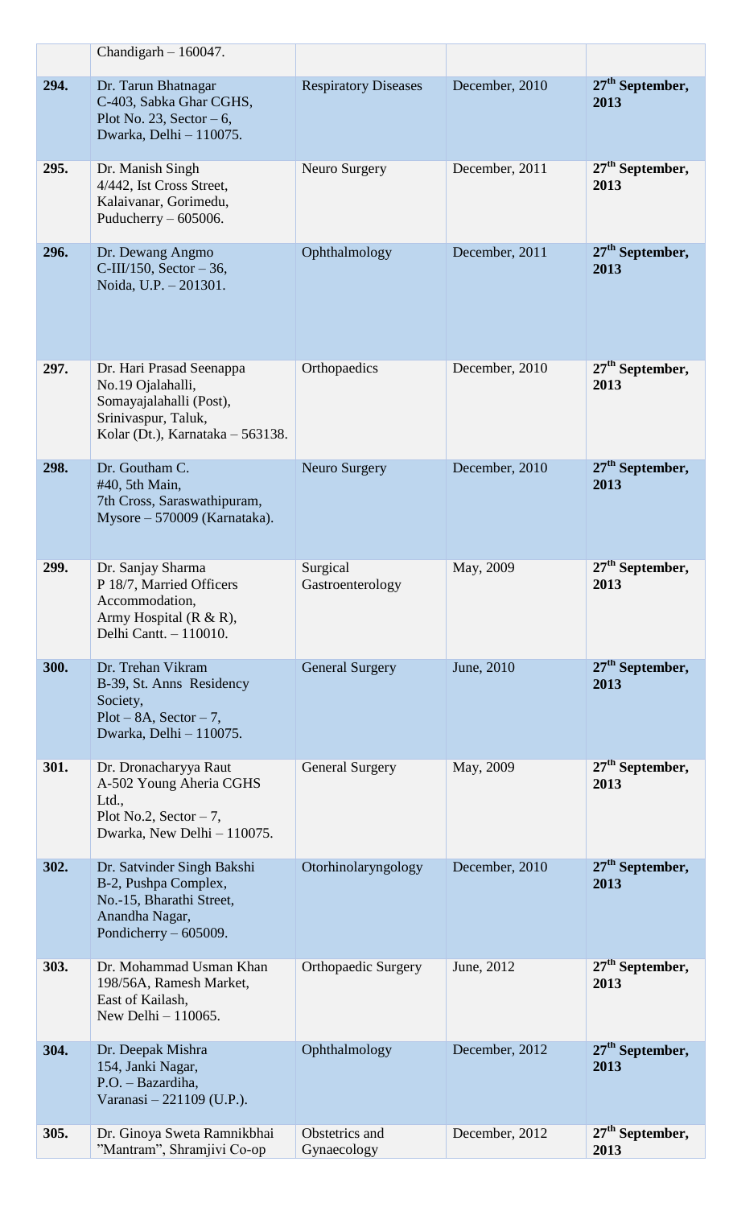| | | | | |
|---|---|---|---|---|
| | Chandigarh – 160047. | | | |
| **294.** | Dr. Tarun Bhatnagar<br>C-403, Sabka Ghar CGHS,<br>Plot No. 23, Sector – 6,<br>Dwarka, Delhi – 110075. | Respiratory Diseases | December, 2010 | **27th September, 2013** |
| **295.** | Dr. Manish Singh<br>4/442, Ist Cross Street,<br>Kalaivanar, Gorimedu,<br>Puducherry – 605006. | Neuro Surgery | December, 2011 | **27th September, 2013** |
| **296.** | Dr. Dewang Angmo<br>C-III/150, Sector – 36,<br>Noida, U.P. – 201301. | Ophthalmology | December, 2011 | **27th September, 2013** |
| **297.** | Dr. Hari Prasad Seenappa<br>No.19 Ojalahalli,<br>Somayajalahalli (Post),<br>Srinivaspur, Taluk,<br>Kolar (Dt.), Karnataka – 563138. | Orthopaedics | December, 2010 | **27th September, 2013** |
| **298.** | Dr. Goutham C.<br>#40, 5th Main,<br>7th Cross, Saraswathipuram,<br>Mysore – 570009 (Karnataka). | Neuro Surgery | December, 2010 | **27th September, 2013** |
| **299.** | Dr. Sanjay Sharma<br>P 18/7, Married Officers<br>Accommodation,<br>Army Hospital (R & R),<br>Delhi Cantt. – 110010. | Surgical Gastroenterology | May, 2009 | **27th September, 2013** |
| **300.** | Dr. Trehan Vikram<br>B-39, St. Anns Residency<br>Society,<br>Plot – 8A, Sector – 7,<br>Dwarka, Delhi – 110075. | General Surgery | June, 2010 | **27th September, 2013** |
| **301.** | Dr. Dronacharyya Raut<br>A-502 Young Aheria CGHS<br>Ltd.,<br>Plot No.2, Sector – 7,<br>Dwarka, New Delhi – 110075. | General Surgery | May, 2009 | **27th September, 2013** |
| **302.** | Dr. Satvinder Singh Bakshi<br>B-2, Pushpa Complex,<br>No.-15, Bharathi Street,<br>Anandha Nagar,<br>Pondicherry – 605009. | Otorhinolaryngology | December, 2010 | **27th September, 2013** |
| **303.** | Dr. Mohammad Usman Khan<br>198/56A, Ramesh Market,<br>East of Kailash,<br>New Delhi – 110065. | Orthopaedic Surgery | June, 2012 | **27th September, 2013** |
| **304.** | Dr. Deepak Mishra<br>154, Janki Nagar,<br>P.O. – Bazardiha,<br>Varanasi – 221109 (U.P.). | Ophthalmology | December, 2012 | **27th September, 2013** |
| **305.** | Dr. Ginoya Sweta Ramnikbhai<br>"Mantram", Shramjivi Co-op | Obstetrics and Gynaecology | December, 2012 | **27th September, 2013** |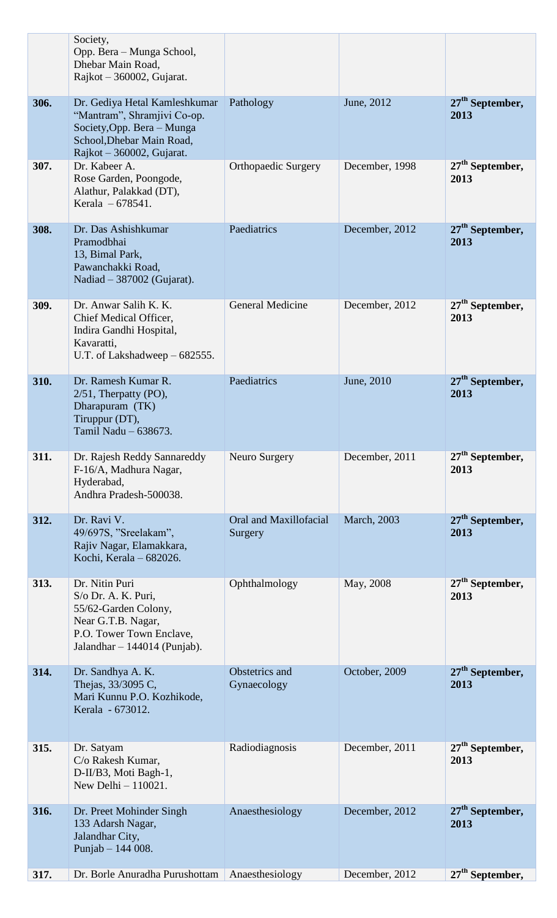| | | | | |
|---|---|---|---|---|
| | Society,<br>Opp. Bera – Munga School,<br>Dhebar Main Road,<br>Rajkot – 360002, Gujarat. | | | |
| **306.** | Dr. Gediya Hetal Kamleshkumar<br>"Mantram", Shramjivi Co-op. Society,Opp. Bera – Munga School,Dhebar Main Road,<br>Rajkot – 360002, Gujarat. | Pathology | June, 2012 | **27th September, 2013** |
| **307.** | Dr. Kabeer A.<br>Rose Garden, Poongode,<br>Alathur, Palakkad (DT),<br>Kerala – 678541. | Orthopaedic Surgery | December, 1998 | **27th September, 2013** |
| **308.** | Dr. Das Ashishkumar Pramodbhai<br>13, Bimal Park,<br>Pawanchakki Road,<br>Nadiad – 387002 (Gujarat). | Paediatrics | December, 2012 | **27th September, 2013** |
| **309.** | Dr. Anwar Salih K. K.<br>Chief Medical Officer,<br>Indira Gandhi Hospital,<br>Kavaratti,<br>U.T. of Lakshadweep – 682555. | General Medicine | December, 2012 | **27th September, 2013** |
| **310.** | Dr. Ramesh Kumar R.<br>2/51, Therpatty (PO),<br>Dharapuram (TK)<br>Tiruppur (DT),<br>Tamil Nadu – 638673. | Paediatrics | June, 2010 | **27th September, 2013** |
| **311.** | Dr. Rajesh Reddy Sannareddy<br>F-16/A, Madhura Nagar,<br>Hyderabad,<br>Andhra Pradesh-500038. | Neuro Surgery | December, 2011 | **27th September, 2013** |
| **312.** | Dr. Ravi V.<br>49/697S, "Sreelakam",<br>Rajiv Nagar, Elamakkara,<br>Kochi, Kerala – 682026. | Oral and Maxillofacial Surgery | March, 2003 | **27th September, 2013** |
| **313.** | Dr. Nitin Puri<br>S/o Dr. A. K. Puri,<br>55/62-Garden Colony,<br>Near G.T.B. Nagar,<br>P.O. Tower Town Enclave,<br>Jalandhar – 144014 (Punjab). | Ophthalmology | May, 2008 | **27th September, 2013** |
| **314.** | Dr. Sandhya A. K.<br>Thejas, 33/3095 C,<br>Mari Kunnu P.O. Kozhikode,<br>Kerala - 673012. | Obstetrics and Gynaecology | October, 2009 | **27th September, 2013** |
| **315.** | Dr. Satyam<br>C/o Rakesh Kumar,<br>D-II/B3, Moti Bagh-1,<br>New Delhi – 110021. | Radiodiagnosis | December, 2011 | **27th September, 2013** |
| **316.** | Dr. Preet Mohinder Singh<br>133 Adarsh Nagar,<br>Jalandhar City,<br>Punjab – 144 008. | Anaesthesiology | December, 2012 | **27th September, 2013** |
| **317.** | Dr. Borle Anuradha Purushottam | Anaesthesiology | December, 2012 | **27th September,** |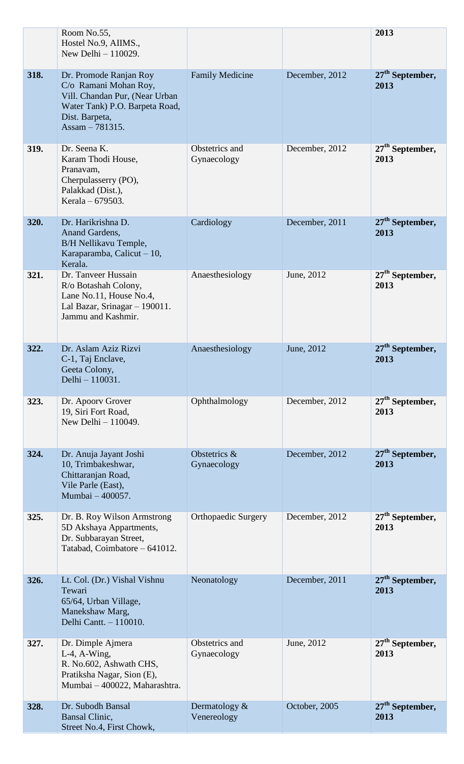| | | | | |
|---|---|---|---|---|
| | Room No.55,<br>Hostel No.9, AIIMS.,<br>New Delhi – 110029. | | | **2013** |
| **318.** | Dr. Promode Ranjan Roy<br>C/o Ramani Mohan Roy,<br>Vill. Chandan Pur, (Near Urban Water Tank) P.O. Barpeta Road,<br>Dist. Barpeta,<br>Assam – 781315. | Family Medicine | December, 2012 | **27th September, 2013** |
| **319.** | Dr. Seena K.<br>Karam Thodi House,<br>Pranavam,<br>Cherpulasserry (PO),<br>Palakkad (Dist.),<br>Kerala – 679503. | Obstetrics and Gynaecology | December, 2012 | **27th September, 2013** |
| **320.** | Dr. Harikrishna D.<br>Anand Gardens,<br>B/H Nellikavu Temple,<br>Karaparamba, Calicut – 10,<br>Kerala. | Cardiology | December, 2011 | **27th September, 2013** |
| **321.** | Dr. Tanveer Hussain<br>R/o Botashah Colony,<br>Lane No.11, House No.4,<br>Lal Bazar, Srinagar – 190011.<br>Jammu and Kashmir. | Anaesthesiology | June, 2012 | **27th September, 2013** |
| **322.** | Dr. Aslam Aziz Rizvi<br>C-1, Taj Enclave,<br>Geeta Colony,<br>Delhi – 110031. | Anaesthesiology | June, 2012 | **27th September, 2013** |
| **323.** | Dr. Apoorv Grover<br>19, Siri Fort Road,<br>New Delhi – 110049. | Ophthalmology | December, 2012 | **27th September, 2013** |
| **324.** | Dr. Anuja Jayant Joshi<br>10, Trimbakeshwar,<br>Chittaranjan Road,<br>Vile Parle (East),<br>Mumbai – 400057. | Obstetrics & Gynaecology | December, 2012 | **27th September, 2013** |
| **325.** | Dr. B. Roy Wilson Armstrong<br>5D Akshaya Appartments,<br>Dr. Subbarayan Street,<br>Tatabad, Coimbatore – 641012. | Orthopaedic Surgery | December, 2012 | **27th September, 2013** |
| **326.** | Lt. Col. (Dr.) Vishal Vishnu Tewari<br>65/64, Urban Village,<br>Manekshaw Marg,<br>Delhi Cantt. – 110010. | Neonatology | December, 2011 | **27th September, 2013** |
| **327.** | Dr. Dimple Ajmera<br>L-4, A-Wing,<br>R. No.602, Ashwath CHS,<br>Pratiksha Nagar, Sion (E),<br>Mumbai – 400022, Maharashtra. | Obstetrics and Gynaecology | June, 2012 | **27th September, 2013** |
| **328.** | Dr. Subodh Bansal<br>Bansal Clinic,<br>Street No.4, First Chowk, | Dermatology & Venereology | October, 2005 | **27th September, 2013** |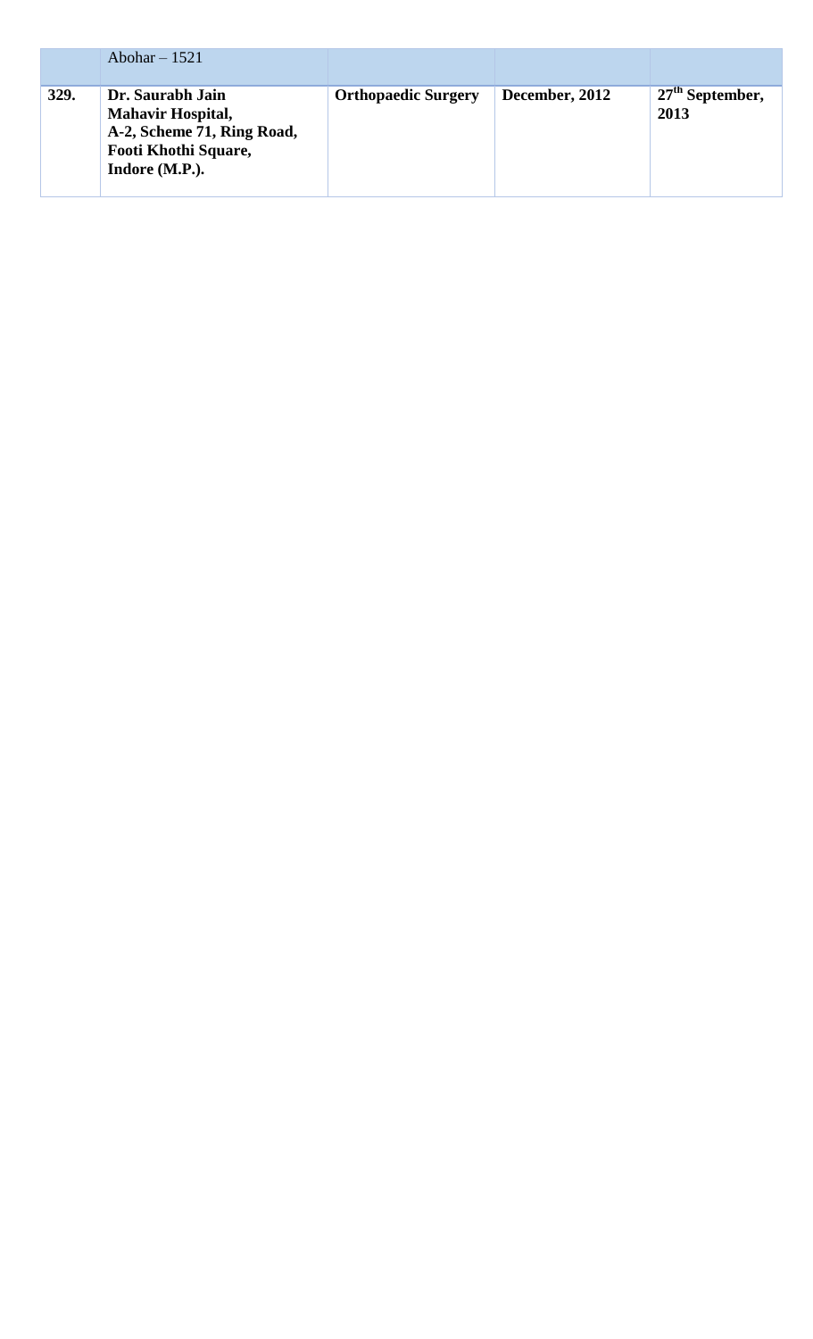| | | | | |
|---|---|---|---|---|
| | Abohar – 1521 | | | |
| **329.** | **Dr. Saurabh Jain**<br>**Mahavir Hospital,**<br>**A-2, Scheme 71, Ring Road,**<br>**Footi Khothi Square,**<br>**Indore (M.P.).** | **Orthopaedic Surgery** | **December, 2012** | **27th September, 2013** |